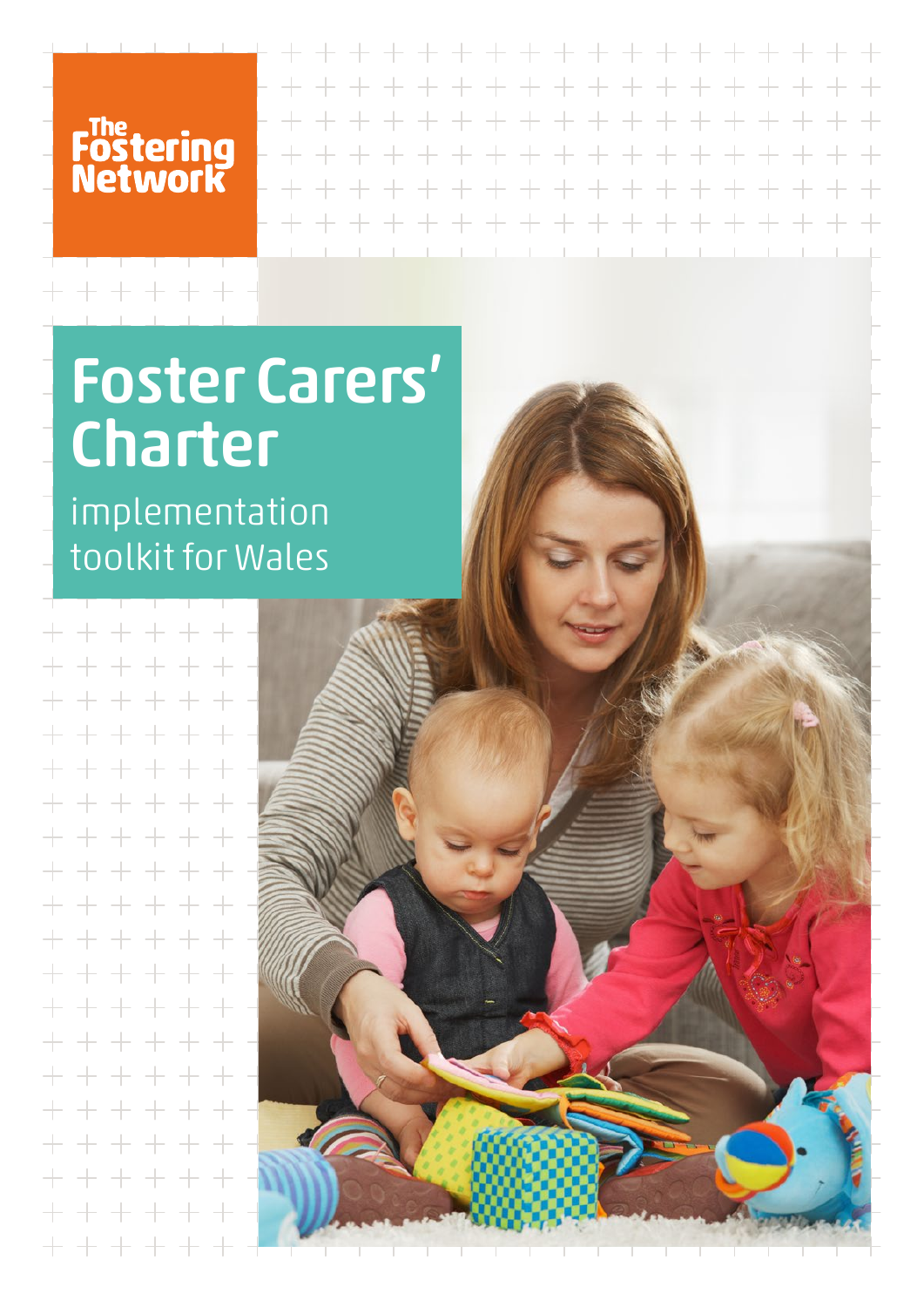The Fostering Network

# Foster Carers' Charter

implementation toolkit for Wales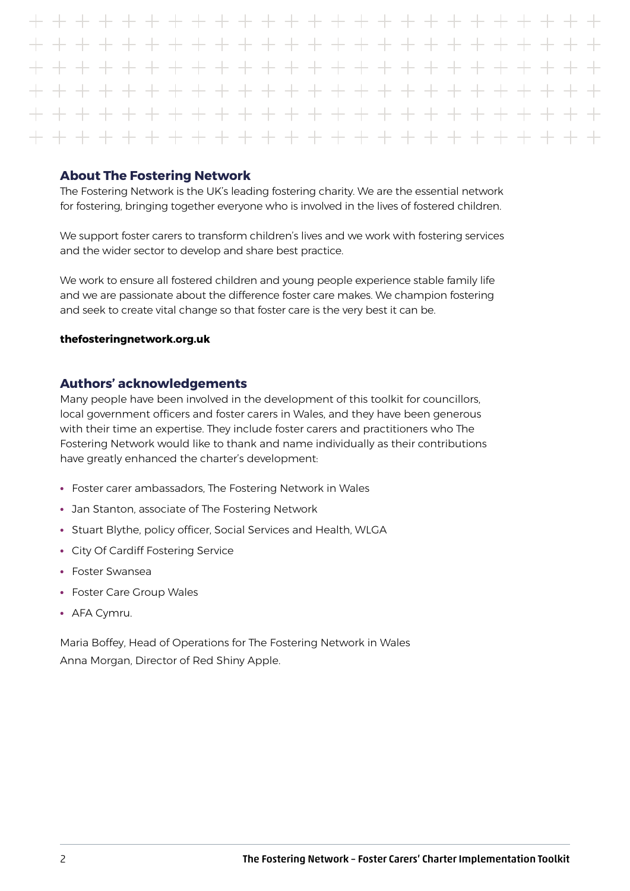## About The Fostering Network

The Fostering Network is the UK's leading fostering charity. We are the essential network for fostering, bringing together everyone who is involved in the lives of fostered children.

We support foster carers to transform children's lives and we work with fostering services and the wider sector to develop and share best practice.

We work to ensure all fostered children and young people experience stable family life and we are passionate about the difference foster care makes. We champion fostering and seek to create vital change so that foster care is the very best it can be.

**thefosteringnetwork.org.uk**

## Authors' acknowledgements

Many people have been involved in the development of this toolkit for councillors, local government officers and foster carers in Wales, and they have been generous with their time an expertise. They include foster carers and practitioners who The Fostering Network would like to thank and name individually as their contributions have greatly enhanced the charter's development:

- Foster carer ambassadors, The Fostering Network in Wales
- Jan Stanton, associate of The Fostering Network
- Stuart Blythe, policy officer, Social Services and Health, WLGA
- City Of Cardiff Fostering Service
- Foster Swansea
- Foster Care Group Wales
- AFA Cymru.

Maria Boffey, Head of Operations for The Fostering Network in Wales
Anna Morgan, Director of Red Shiny Apple.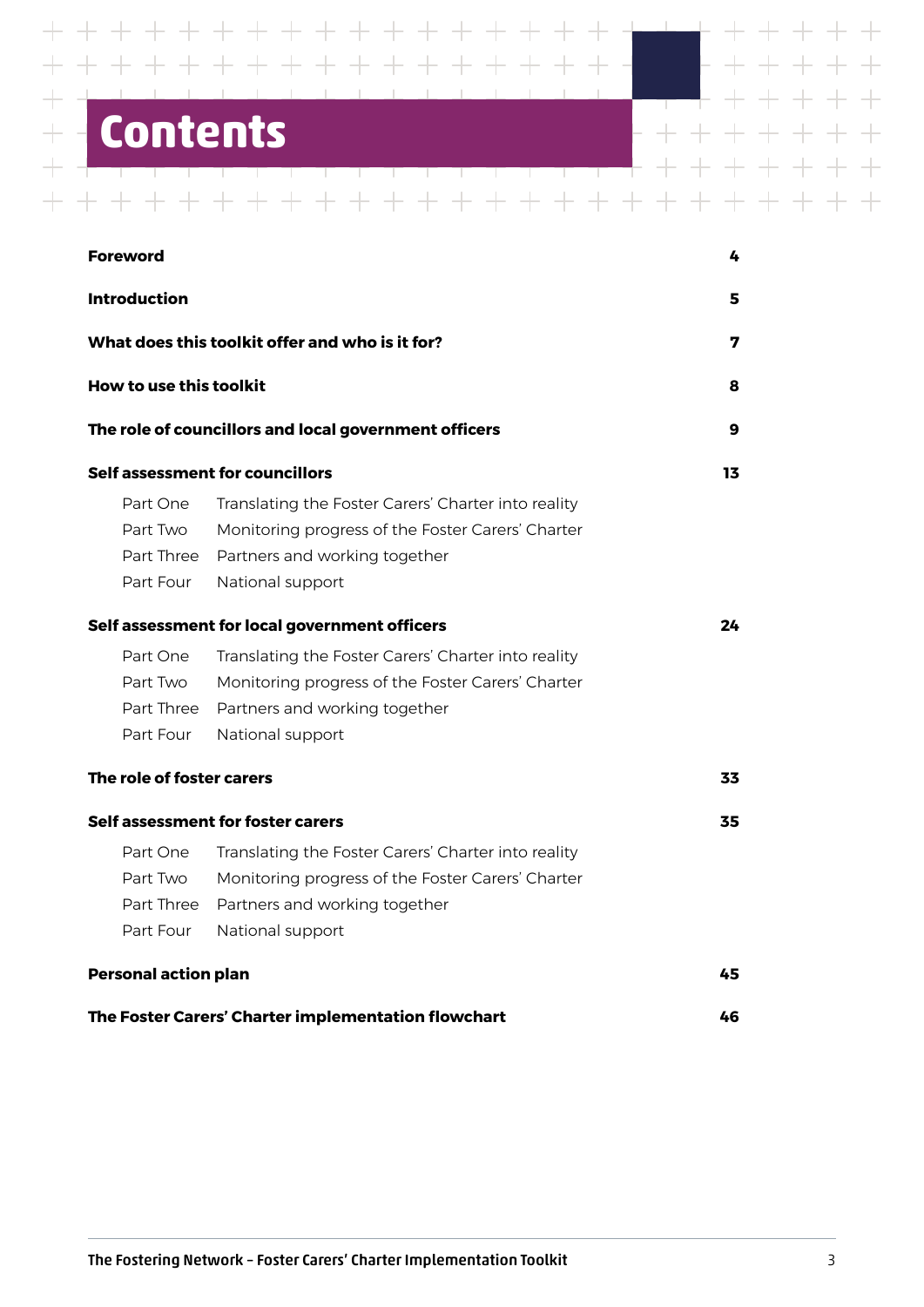# Contents

| | |
|---|---|
| **Foreword** | **4** |
| **Introduction** | **5** |
| **What does this toolkit offer and who is it for?** | **7** |
| **How to use this toolkit** | **8** |
| **The role of councillors and local government officers** | **9** |
| **Self assessment for councillors** | **13** |
| Part One Translating the Foster Carers' Charter into reality | |
| Part Two Monitoring progress of the Foster Carers' Charter | |
| Part Three Partners and working together | |
| Part Four National support | |
| **Self assessment for local government officers** | **24** |
| Part One Translating the Foster Carers' Charter into reality | |
| Part Two Monitoring progress of the Foster Carers' Charter | |
| Part Three Partners and working together | |
| Part Four National support | |
| **The role of foster carers** | **33** |
| **Self assessment for foster carers** | **35** |
| Part One Translating the Foster Carers' Charter into reality | |
| Part Two Monitoring progress of the Foster Carers' Charter | |
| Part Three Partners and working together | |
| Part Four National support | |
| **Personal action plan** | **45** |
| **The Foster Carers' Charter implementation flowchart** | **46** |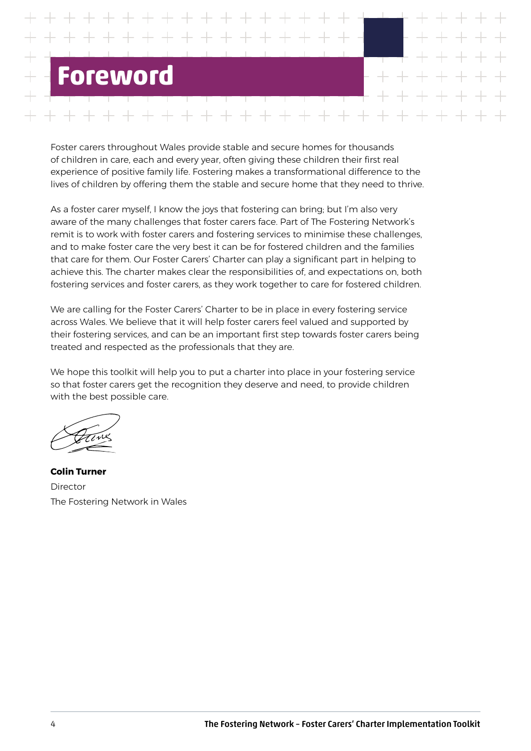# Foreword

Foster carers throughout Wales provide stable and secure homes for thousands of children in care, each and every year, often giving these children their first real experience of positive family life. Fostering makes a transformational difference to the lives of children by offering them the stable and secure home that they need to thrive.

As a foster carer myself, I know the joys that fostering can bring; but I'm also very aware of the many challenges that foster carers face. Part of The Fostering Network's remit is to work with foster carers and fostering services to minimise these challenges, and to make foster care the very best it can be for fostered children and the families that care for them. Our Foster Carers' Charter can play a significant part in helping to achieve this. The charter makes clear the responsibilities of, and expectations on, both fostering services and foster carers, as they work together to care for fostered children.

We are calling for the Foster Carers' Charter to be in place in every fostering service across Wales. We believe that it will help foster carers feel valued and supported by their fostering services, and can be an important first step towards foster carers being treated and respected as the professionals that they are.

We hope this toolkit will help you to put a charter into place in your fostering service so that foster carers get the recognition they deserve and need, to provide children with the best possible care.

**Colin Turner**
Director
The Fostering Network in Wales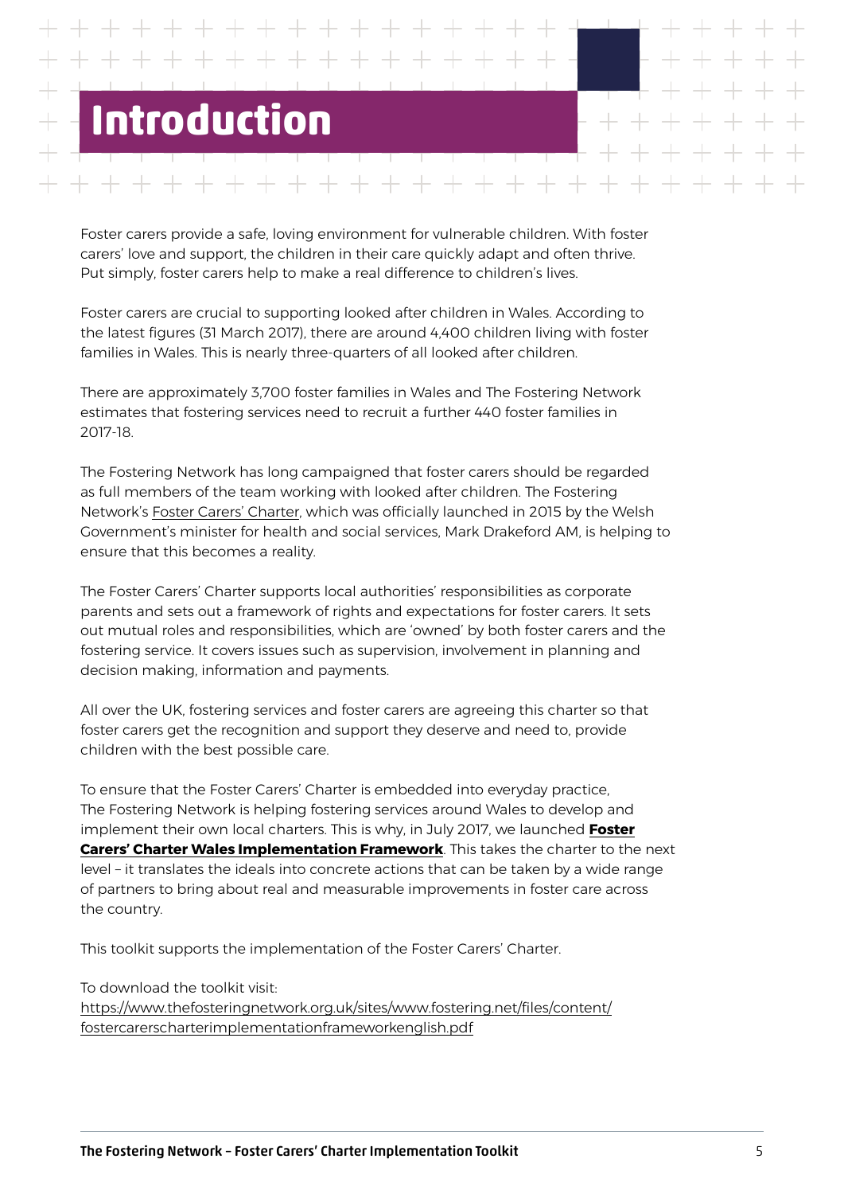# Introduction

Foster carers provide a safe, loving environment for vulnerable children. With foster carers' love and support, the children in their care quickly adapt and often thrive. Put simply, foster carers help to make a real difference to children's lives.

Foster carers are crucial to supporting looked after children in Wales. According to the latest figures (31 March 2017), there are around 4,400 children living with foster families in Wales. This is nearly three-quarters of all looked after children.

There are approximately 3,700 foster families in Wales and The Fostering Network estimates that fostering services need to recruit a further 440 foster families in 2017-18.

The Fostering Network has long campaigned that foster carers should be regarded as full members of the team working with looked after children. The Fostering Network's Foster Carers' Charter, which was officially launched in 2015 by the Welsh Government's minister for health and social services, Mark Drakeford AM, is helping to ensure that this becomes a reality.

The Foster Carers' Charter supports local authorities' responsibilities as corporate parents and sets out a framework of rights and expectations for foster carers. It sets out mutual roles and responsibilities, which are 'owned' by both foster carers and the fostering service. It covers issues such as supervision, involvement in planning and decision making, information and payments.

All over the UK, fostering services and foster carers are agreeing this charter so that foster carers get the recognition and support they deserve and need to, provide children with the best possible care.

To ensure that the Foster Carers' Charter is embedded into everyday practice, The Fostering Network is helping fostering services around Wales to develop and implement their own local charters. This is why, in July 2017, we launched **Foster Carers' Charter Wales Implementation Framework**. This takes the charter to the next level – it translates the ideals into concrete actions that can be taken by a wide range of partners to bring about real and measurable improvements in foster care across the country.

This toolkit supports the implementation of the Foster Carers' Charter.

To download the toolkit visit:
https://www.thefosteringnetwork.org.uk/sites/www.fostering.net/files/content/fostercarerscharterimplementationframeworkenglish.pdf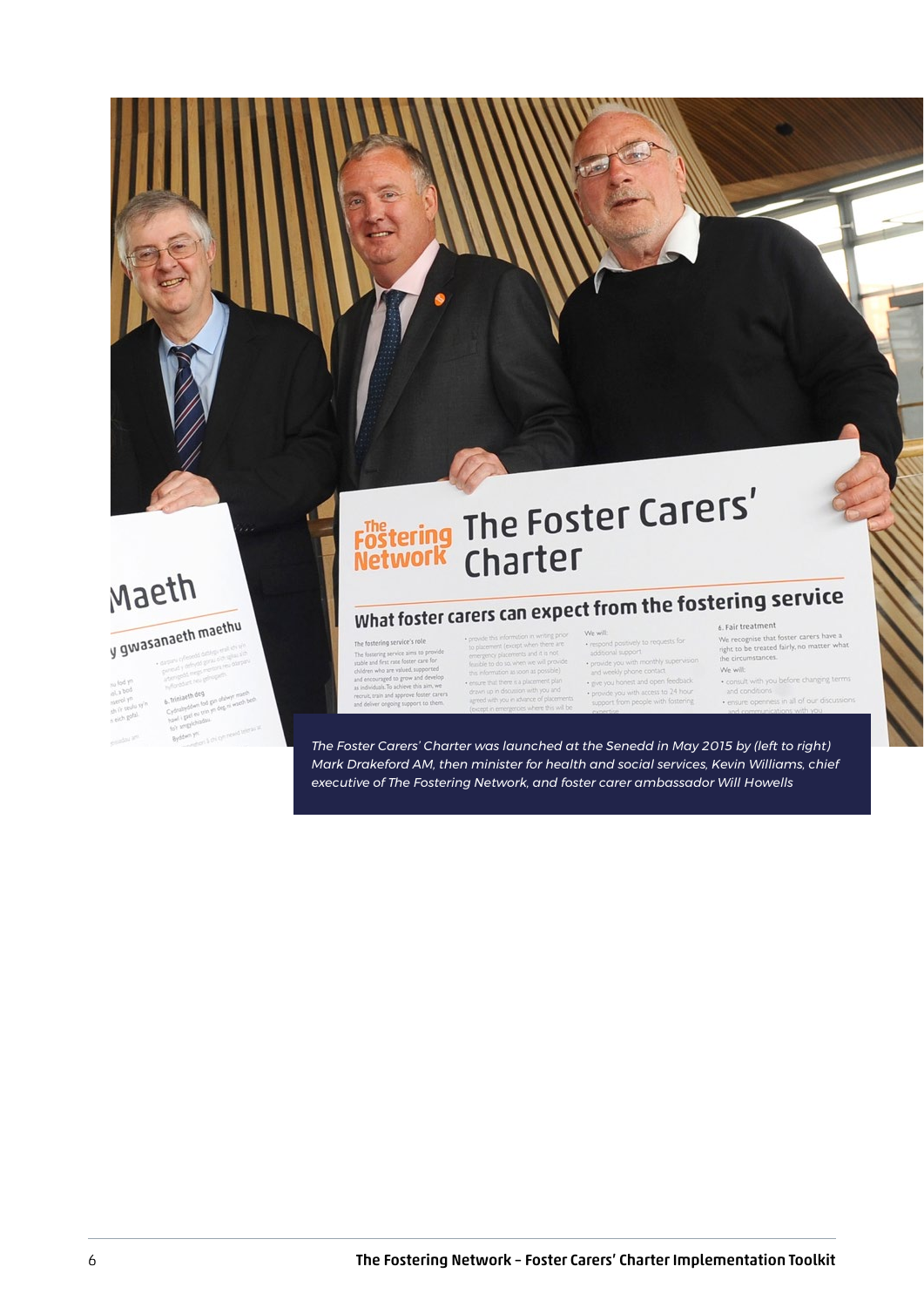The Foster Carers' Charter was launched at the Senedd in May 2015 by (left to right) Mark Drakeford AM, then minister for health and social services, Kevin Williams, chief executive of The Fostering Network, and foster carer ambassador Will Howells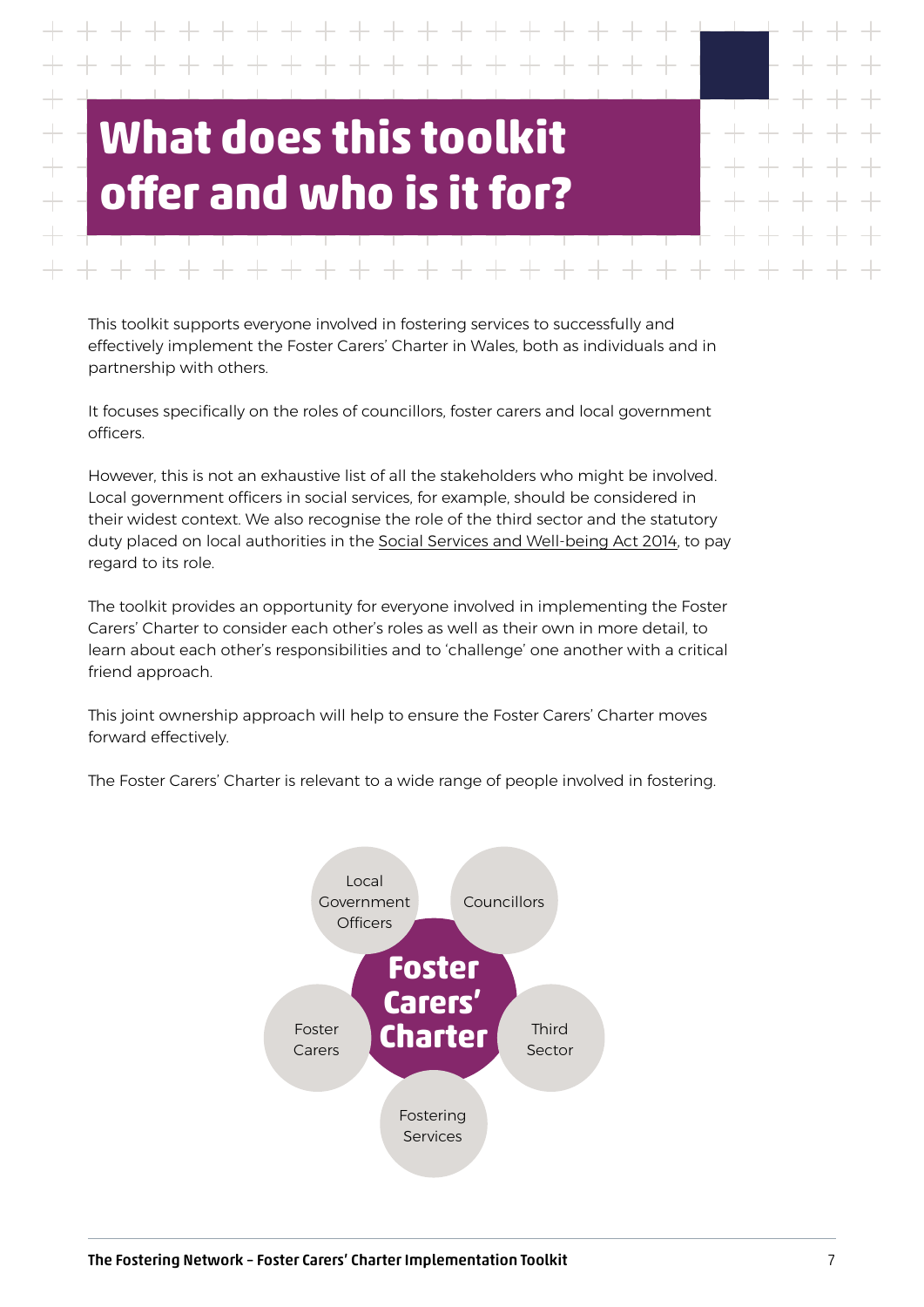# What does this toolkit offer and who is it for?

This toolkit supports everyone involved in fostering services to successfully and effectively implement the Foster Carers' Charter in Wales, both as individuals and in partnership with others.

It focuses specifically on the roles of councillors, foster carers and local government officers.

However, this is not an exhaustive list of all the stakeholders who might be involved. Local government officers in social services, for example, should be considered in their widest context. We also recognise the role of the third sector and the statutory duty placed on local authorities in the Social Services and Well-being Act 2014, to pay regard to its role.

The toolkit provides an opportunity for everyone involved in implementing the Foster Carers' Charter to consider each other's roles as well as their own in more detail, to learn about each other's responsibilities and to 'challenge' one another with a critical friend approach.

This joint ownership approach will help to ensure the Foster Carers' Charter moves forward effectively.

The Foster Carers' Charter is relevant to a wide range of people involved in fostering.

**Foster Carers' Charter**

- Local Government Officers
- Councillors
- Third Sector
- Fostering Services
- Foster Carers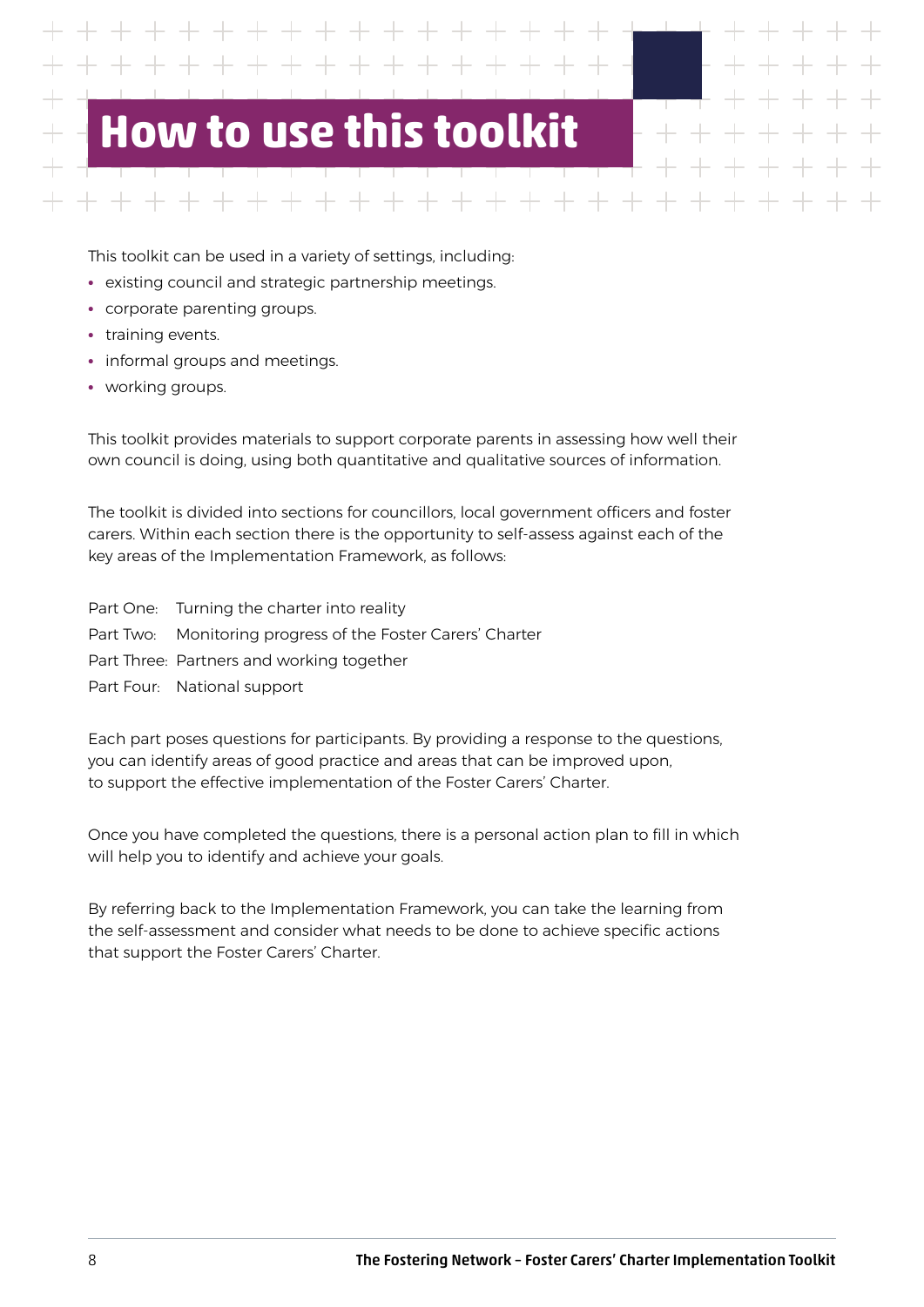# How to use this toolkit

This toolkit can be used in a variety of settings, including:

- existing council and strategic partnership meetings.
- corporate parenting groups.
- training events.
- informal groups and meetings.
- working groups.

This toolkit provides materials to support corporate parents in assessing how well their own council is doing, using both quantitative and qualitative sources of information.

The toolkit is divided into sections for councillors, local government officers and foster carers. Within each section there is the opportunity to self-assess against each of the key areas of the Implementation Framework, as follows:

Part One: Turning the charter into reality
Part Two: Monitoring progress of the Foster Carers' Charter
Part Three: Partners and working together
Part Four: National support

Each part poses questions for participants. By providing a response to the questions, you can identify areas of good practice and areas that can be improved upon, to support the effective implementation of the Foster Carers' Charter.

Once you have completed the questions, there is a personal action plan to fill in which will help you to identify and achieve your goals.

By referring back to the Implementation Framework, you can take the learning from the self-assessment and consider what needs to be done to achieve specific actions that support the Foster Carers' Charter.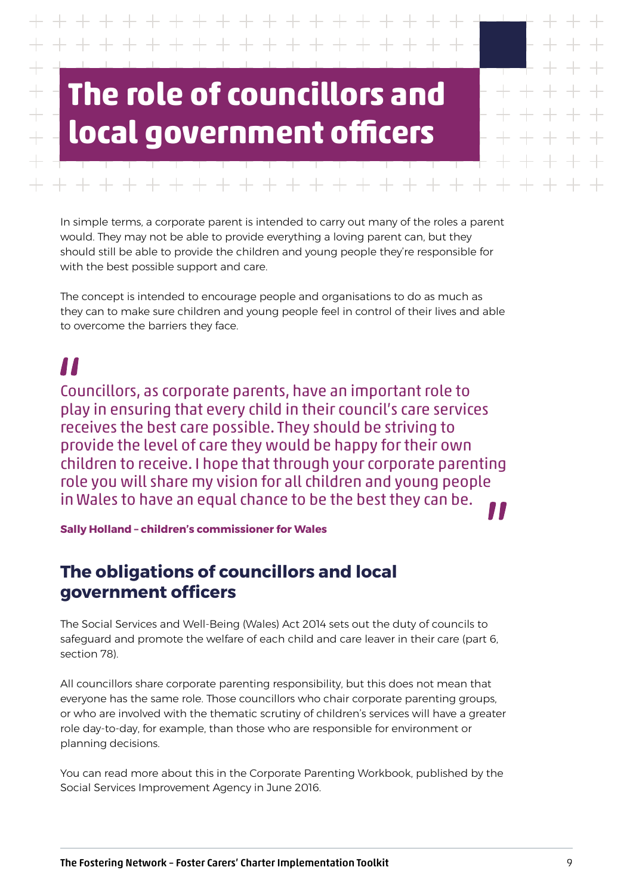# The role of councillors and local government officers

In simple terms, a corporate parent is intended to carry out many of the roles a parent would. They may not be able to provide everything a loving parent can, but they should still be able to provide the children and young people they're responsible for with the best possible support and care.

The concept is intended to encourage people and organisations to do as much as they can to make sure children and young people feel in control of their lives and able to overcome the barriers they face.

> "Councillors, as corporate parents, have an important role to play in ensuring that every child in their council's care services receives the best care possible. They should be striving to provide the level of care they would be happy for their own children to receive. I hope that through your corporate parenting role you will share my vision for all children and young people in Wales to have an equal chance to be the best they can be."

**Sally Holland – children's commissioner for Wales**

## The obligations of councillors and local government officers

The Social Services and Well-Being (Wales) Act 2014 sets out the duty of councils to safeguard and promote the welfare of each child and care leaver in their care (part 6, section 78).

All councillors share corporate parenting responsibility, but this does not mean that everyone has the same role. Those councillors who chair corporate parenting groups, or who are involved with the thematic scrutiny of children's services will have a greater role day-to-day, for example, than those who are responsible for environment or planning decisions.

You can read more about this in the Corporate Parenting Workbook, published by the Social Services Improvement Agency in June 2016.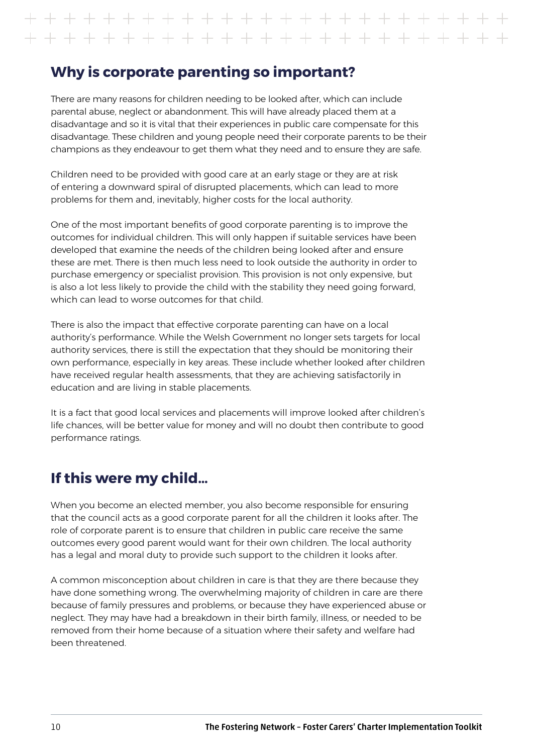## Why is corporate parenting so important?

There are many reasons for children needing to be looked after, which can include parental abuse, neglect or abandonment. This will have already placed them at a disadvantage and so it is vital that their experiences in public care compensate for this disadvantage. These children and young people need their corporate parents to be their champions as they endeavour to get them what they need and to ensure they are safe.

Children need to be provided with good care at an early stage or they are at risk of entering a downward spiral of disrupted placements, which can lead to more problems for them and, inevitably, higher costs for the local authority.

One of the most important benefits of good corporate parenting is to improve the outcomes for individual children. This will only happen if suitable services have been developed that examine the needs of the children being looked after and ensure these are met. There is then much less need to look outside the authority in order to purchase emergency or specialist provision. This provision is not only expensive, but is also a lot less likely to provide the child with the stability they need going forward, which can lead to worse outcomes for that child.

There is also the impact that effective corporate parenting can have on a local authority's performance. While the Welsh Government no longer sets targets for local authority services, there is still the expectation that they should be monitoring their own performance, especially in key areas. These include whether looked after children have received regular health assessments, that they are achieving satisfactorily in education and are living in stable placements.

It is a fact that good local services and placements will improve looked after children's life chances, will be better value for money and will no doubt then contribute to good performance ratings.

## If this were my child...

When you become an elected member, you also become responsible for ensuring that the council acts as a good corporate parent for all the children it looks after. The role of corporate parent is to ensure that children in public care receive the same outcomes every good parent would want for their own children. The local authority has a legal and moral duty to provide such support to the children it looks after.

A common misconception about children in care is that they are there because they have done something wrong. The overwhelming majority of children in care are there because of family pressures and problems, or because they have experienced abuse or neglect. They may have had a breakdown in their birth family, illness, or needed to be removed from their home because of a situation where their safety and welfare had been threatened.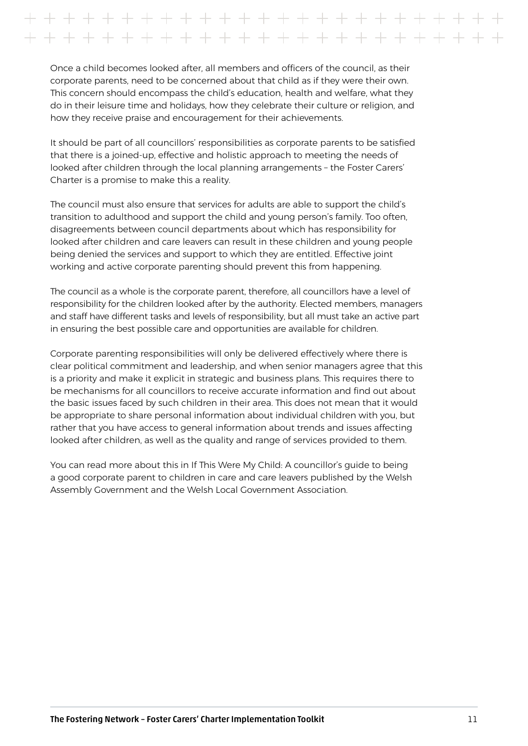Once a child becomes looked after, all members and officers of the council, as their corporate parents, need to be concerned about that child as if they were their own. This concern should encompass the child's education, health and welfare, what they do in their leisure time and holidays, how they celebrate their culture or religion, and how they receive praise and encouragement for their achievements.

It should be part of all councillors' responsibilities as corporate parents to be satisfied that there is a joined-up, effective and holistic approach to meeting the needs of looked after children through the local planning arrangements – the Foster Carers' Charter is a promise to make this a reality.

The council must also ensure that services for adults are able to support the child's transition to adulthood and support the child and young person's family. Too often, disagreements between council departments about which has responsibility for looked after children and care leavers can result in these children and young people being denied the services and support to which they are entitled. Effective joint working and active corporate parenting should prevent this from happening.

The council as a whole is the corporate parent, therefore, all councillors have a level of responsibility for the children looked after by the authority. Elected members, managers and staff have different tasks and levels of responsibility, but all must take an active part in ensuring the best possible care and opportunities are available for children.

Corporate parenting responsibilities will only be delivered effectively where there is clear political commitment and leadership, and when senior managers agree that this is a priority and make it explicit in strategic and business plans. This requires there to be mechanisms for all councillors to receive accurate information and find out about the basic issues faced by such children in their area. This does not mean that it would be appropriate to share personal information about individual children with you, but rather that you have access to general information about trends and issues affecting looked after children, as well as the quality and range of services provided to them.

You can read more about this in If This Were My Child: A councillor's guide to being a good corporate parent to children in care and care leavers published by the Welsh Assembly Government and the Welsh Local Government Association.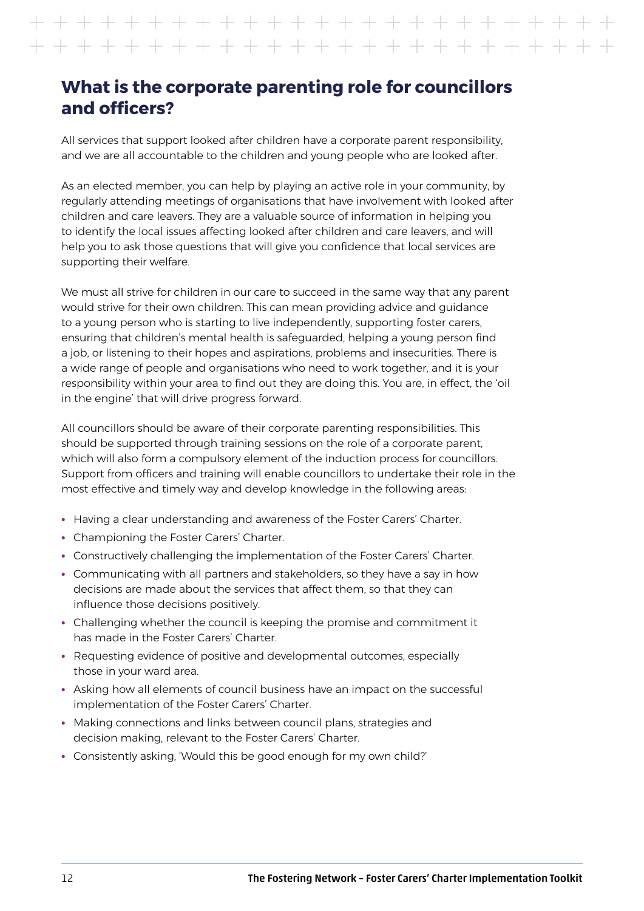## What is the corporate parenting role for councillors and officers?

All services that support looked after children have a corporate parent responsibility, and we are all accountable to the children and young people who are looked after.

As an elected member, you can help by playing an active role in your community, by regularly attending meetings of organisations that have involvement with looked after children and care leavers. They are a valuable source of information in helping you to identify the local issues affecting looked after children and care leavers, and will help you to ask those questions that will give you confidence that local services are supporting their welfare.

We must all strive for children in our care to succeed in the same way that any parent would strive for their own children. This can mean providing advice and guidance to a young person who is starting to live independently, supporting foster carers, ensuring that children's mental health is safeguarded, helping a young person find a job, or listening to their hopes and aspirations, problems and insecurities. There is a wide range of people and organisations who need to work together, and it is your responsibility within your area to find out they are doing this. You are, in effect, the 'oil in the engine' that will drive progress forward.

All councillors should be aware of their corporate parenting responsibilities. This should be supported through training sessions on the role of a corporate parent, which will also form a compulsory element of the induction process for councillors. Support from officers and training will enable councillors to undertake their role in the most effective and timely way and develop knowledge in the following areas:

- Having a clear understanding and awareness of the Foster Carers' Charter.
- Championing the Foster Carers' Charter.
- Constructively challenging the implementation of the Foster Carers' Charter.
- Communicating with all partners and stakeholders, so they have a say in how decisions are made about the services that affect them, so that they can influence those decisions positively.
- Challenging whether the council is keeping the promise and commitment it has made in the Foster Carers' Charter.
- Requesting evidence of positive and developmental outcomes, especially those in your ward area.
- Asking how all elements of council business have an impact on the successful implementation of the Foster Carers' Charter.
- Making connections and links between council plans, strategies and decision making, relevant to the Foster Carers' Charter.
- Consistently asking, 'Would this be good enough for my own child?'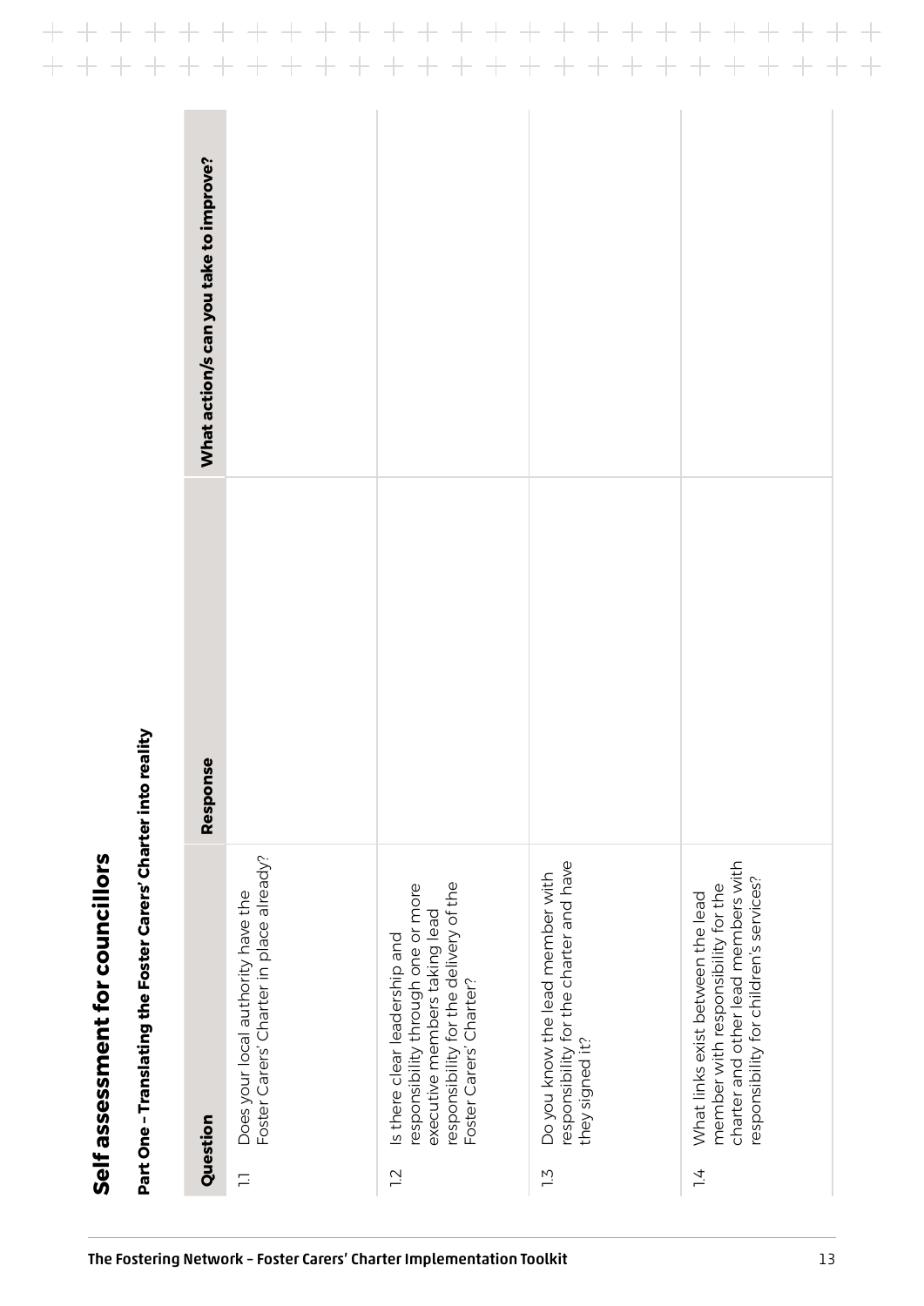# Self assessment for councillors

## Part One – Translating the Foster Carers' Charter into reality

| Question | Response | What action/s can you take to improve? |
|---|---|---|
| 1.1 Does your local authority have the Foster Carers' Charter in place already? | | |
| 1.2 Is there clear leadership and responsibility through one or more executive members taking lead responsibility for the delivery of the Foster Carers' Charter? | | |
| 1.3 Do you know the lead member with responsibility for the charter and have they signed it? | | |
| 1.4 What links exist between the lead member with responsibility for the charter and other lead members with responsibility for children's services? | | |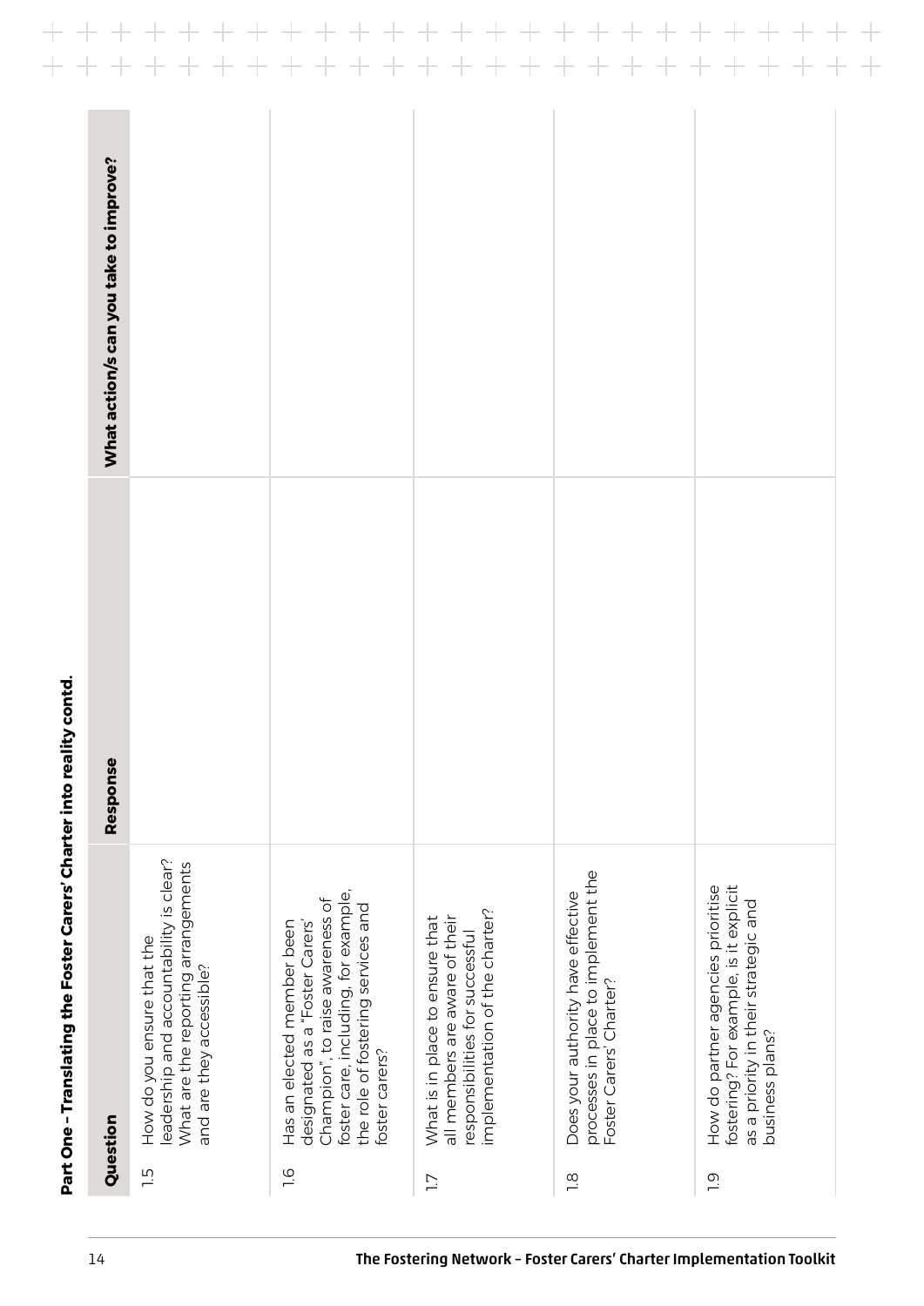## Part One – Translating the Foster Carers' Charter into reality contd.

| Question | Response | What action/s can you take to improve? |
|---|---|---|
| 1.5 How do you ensure that the leadership and accountability is clear? What are the reporting arrangements and are they accessible? | | |
| 1.6 Has an elected member been designated as a "Foster Carers' Champion", to raise awareness of foster care, including, for example, the role of fostering services and foster carers? | | |
| 1.7 What is in place to ensure that all members are aware of their responsibilities for successful implementation of the charter? | | |
| 1.8 Does your authority have effective processes in place to implement the Foster Carers' Charter? | | |
| 1.9 How do partner agencies prioritise fostering? For example, is it explicit as a priority in their strategic and business plans? | | |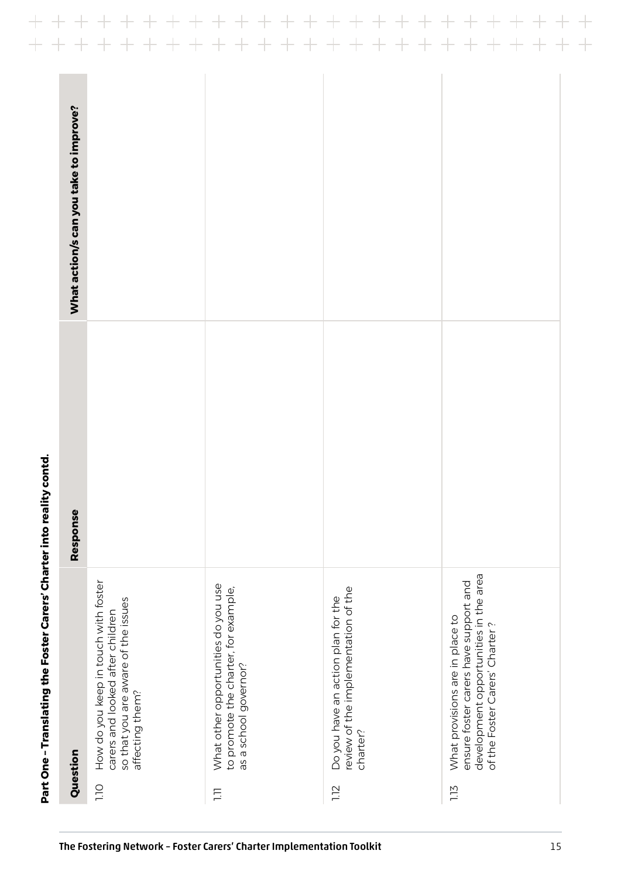## Part One – Translating the Foster Carers' Charter into reality contd.

| Question | Response | What action/s can you take to improve? |
|---|---|---|
| 1.10 How do you keep in touch with foster carers and looked after children so that you are aware of the issues affecting them? | | |
| 1.11 What other opportunities do you use to promote the charter, for example, as a school governor? | | |
| 1.12 Do you have an action plan for the review of the implementation of the charter? | | |
| 1.13 What provisions are in place to ensure foster carers have support and development opportunities in the area of the Foster Carers' Charter ? | | |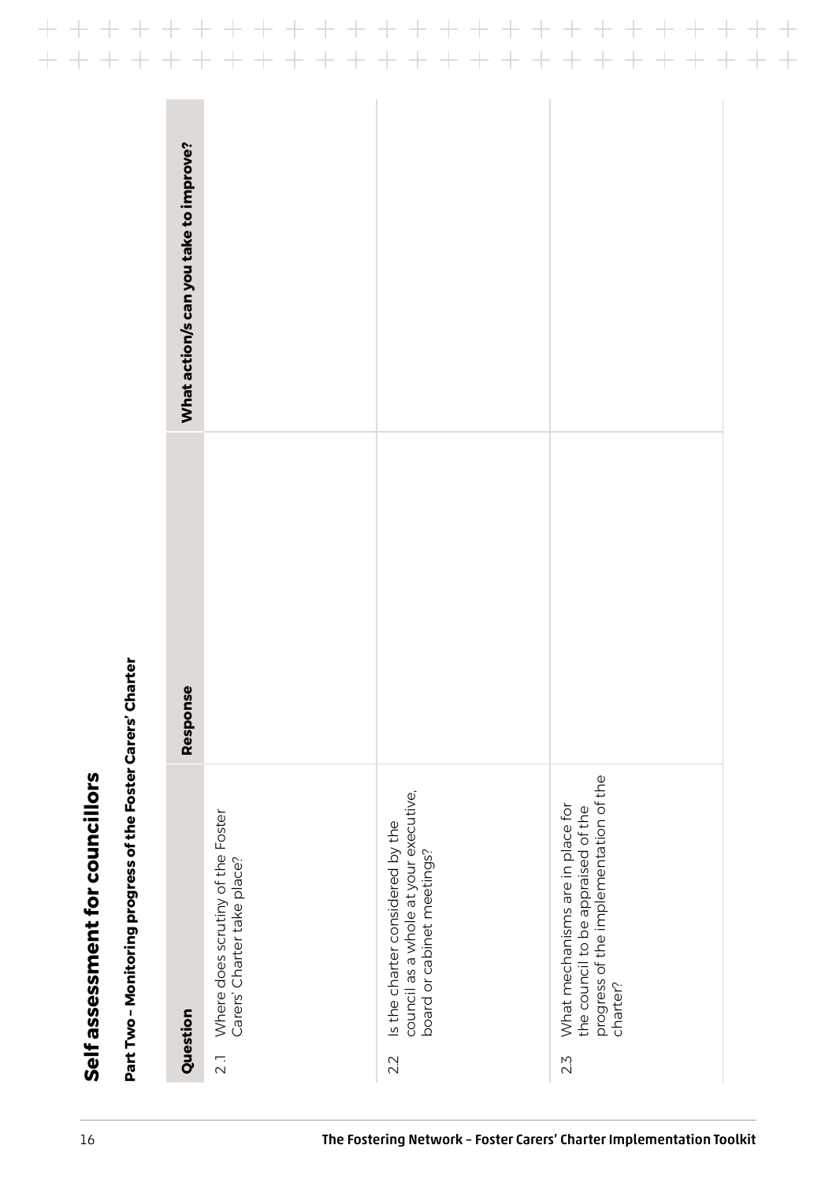# Self assessment for councillors

**Part Two – Monitoring progress of the Foster Carers' Charter**

| Question | Response | What action/s can you take to improve? |
|---|---|---|
| 2.1 Where does scrutiny of the Foster Carers' Charter take place? | | |
| 2.2 Is the charter considered by the council as a whole at your executive, board or cabinet meetings? | | |
| 2.3 What mechanisms are in place for the council to be appraised of the progress of the implementation of the charter? | | |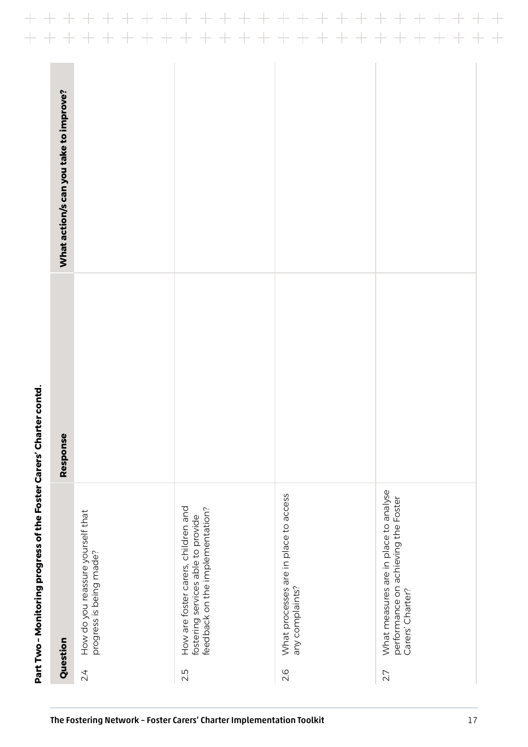**Part Two – Monitoring progress of the Foster Carers' Charter contd.**

| Question | Response | What action/s can you take to improve? |
|---|---|---|
| 2.4 How do you reassure yourself that progress is being made? | | |
| 2.5 How are foster carers, children and fostering services able to provide feedback on the implementation? | | |
| 2.6 What processes are in place to access any complaints? | | |
| 2.7 What measures are in place to analyse performance on achieving the Foster Carers' Charter? | | |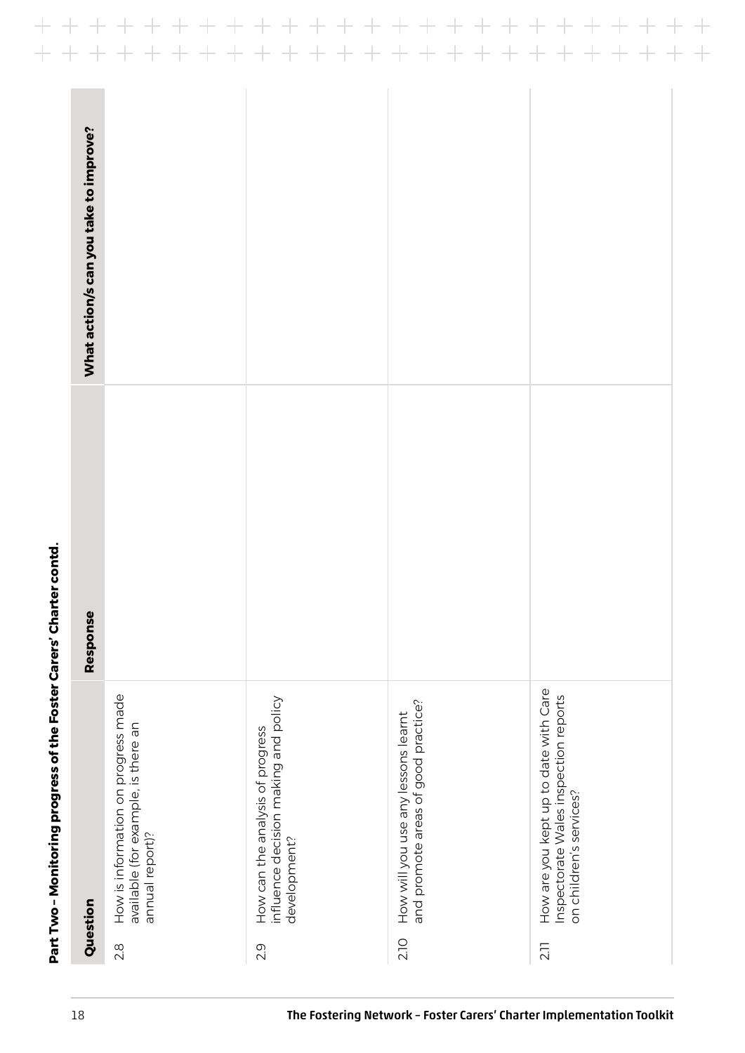**Part Two – Monitoring progress of the Foster Carers' Charter contd.**

| Question | | Response | What action/s can you take to improve? |
|---|---|---|---|
| 2.8 | How is information on progress made available (for example, is there an annual report)? | | |
| 2.9 | How can the analysis of progress influence decision making and policy development? | | |
| 2.10 | How will you use any lessons learnt and promote areas of good practice? | | |
| 2.11 | How are you kept up to date with Care Inspectorate Wales inspection reports on children's services? | | |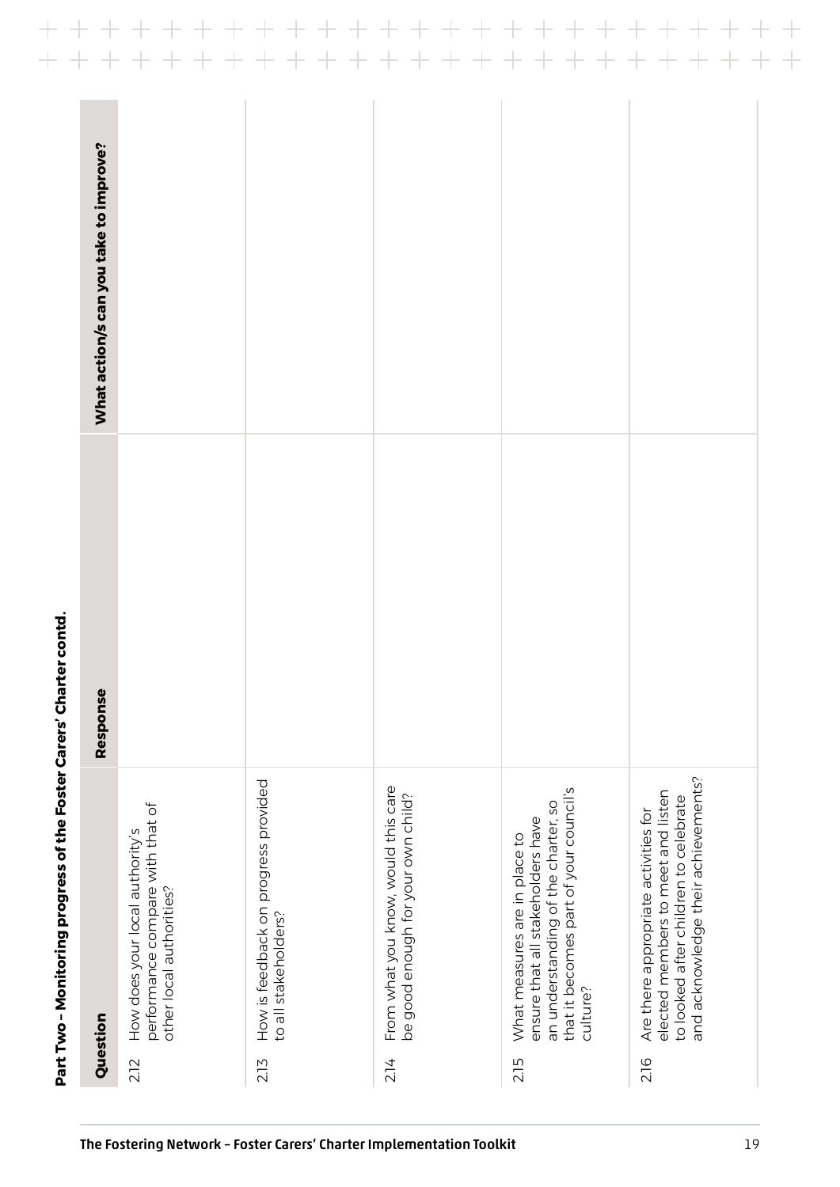## Part Two – Monitoring progress of the Foster Carers' Charter contd.

| Question | Response | What action/s can you take to improve? |
|---|---|---|
| 2.12 How does your local authority's performance compare with that of other local authorities? | | |
| 2.13 How is feedback on progress provided to all stakeholders? | | |
| 2.14 From what you know, would this care be good enough for your own child? | | |
| 2.15 What measures are in place to ensure that all stakeholders have an understanding of the charter, so that it becomes part of your council's culture? | | |
| 2.16 Are there appropriate activities for elected members to meet and listen to looked after children to celebrate and acknowledge their achievements? | | |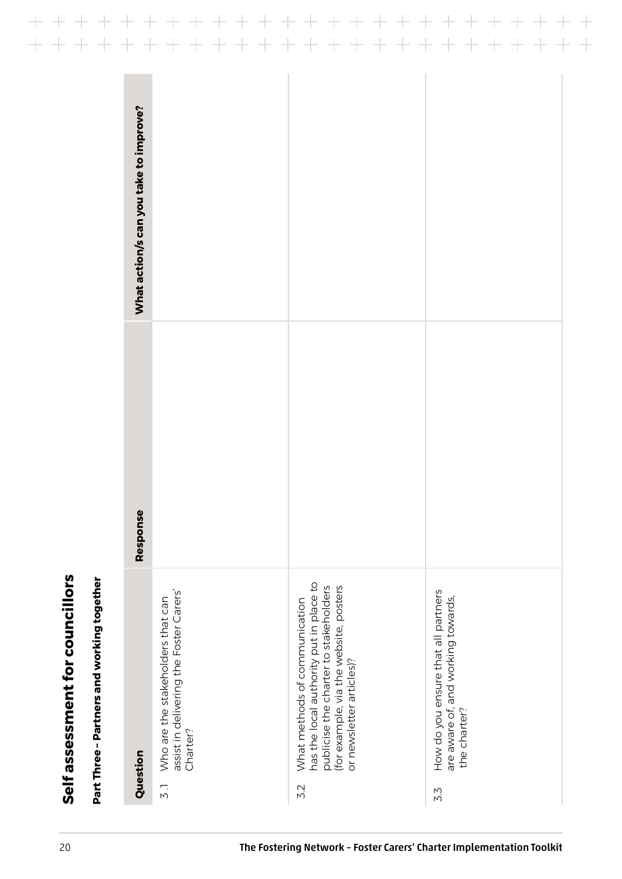# Self assessment for councillors

## Part Three – Partners and working together

| Question | Response | What action/s can you take to improve? |
|---|---|---|
| 3.1 Who are the stakeholders that can assist in delivering the Foster Carers' Charter? | | |
| 3.2 What methods of communication has the local authority put in place to publicise the charter to stakeholders (for example, via the website, posters or newsletter articles)? | | |
| 3.3 How do you ensure that all partners are aware of, and working towards, the charter? | | |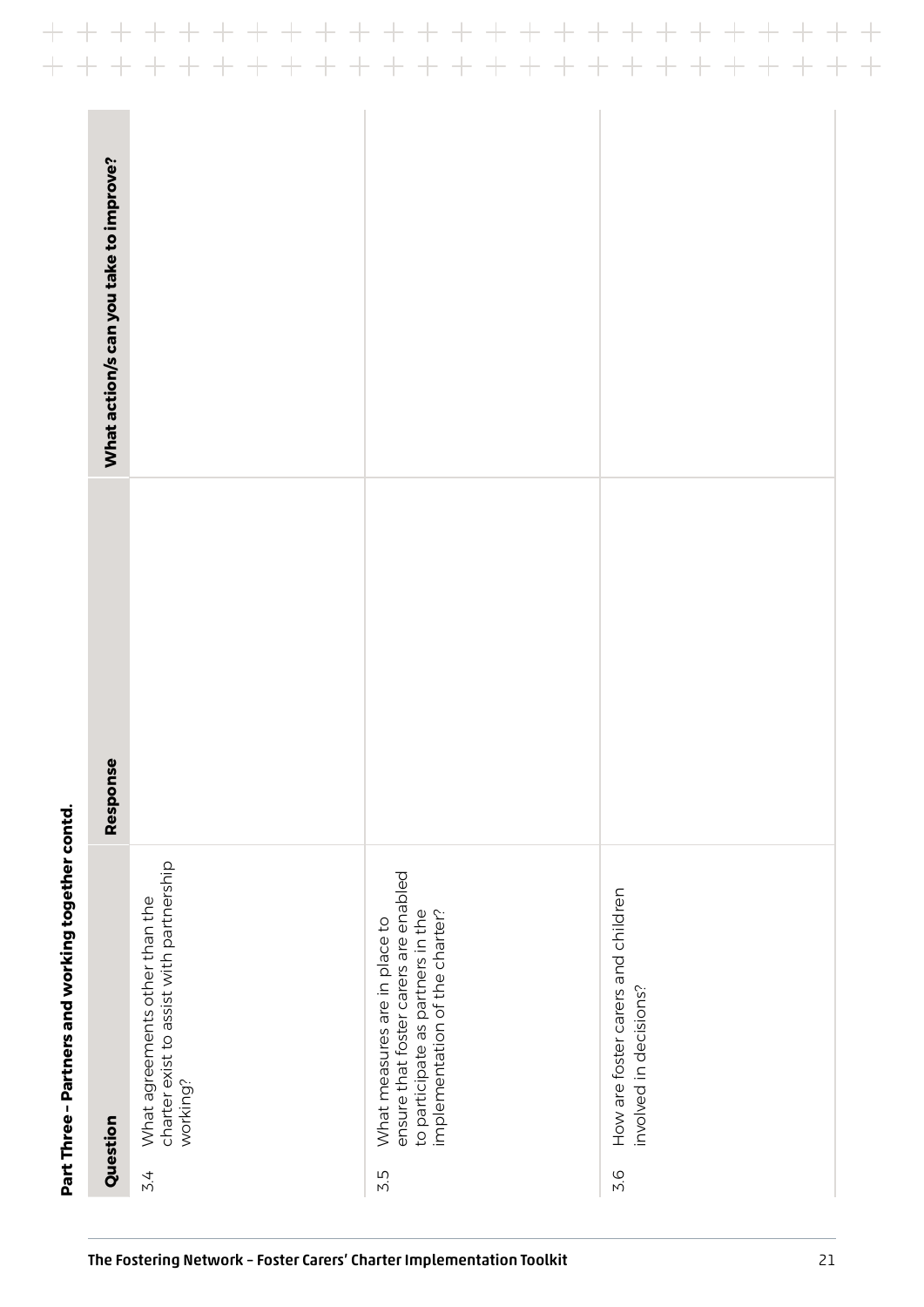**Part Three – Partners and working together contd.**

| Question | Response | What action/s can you take to improve? |
|---|---|---|
| 3.4 What agreements other than the charter exist to assist with partnership working? | | |
| 3.5 What measures are in place to ensure that foster carers are enabled to participate as partners in the implementation of the charter? | | |
| 3.6 How are foster carers and children involved in decisions? | | |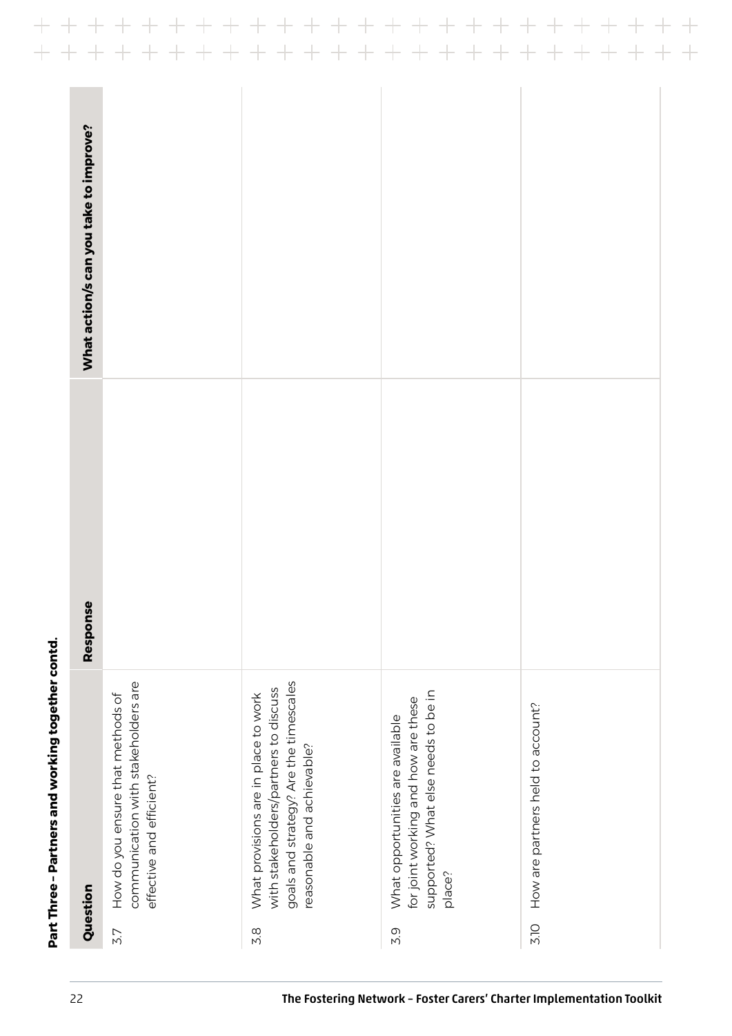**Part Three – Partners and working together contd.**

| Question | Response | What action/s can you take to improve? |
|---|---|---|
| 3.7 How do you ensure that methods of communication with stakeholders are effective and efficient? | | |
| 3.8 What provisions are in place to work with stakeholders/partners to discuss goals and strategy? Are the timescales reasonable and achievable? | | |
| 3.9 What opportunities are available for joint working and how are these supported? What else needs to be in place? | | |
| 3.10 How are partners held to account? | | |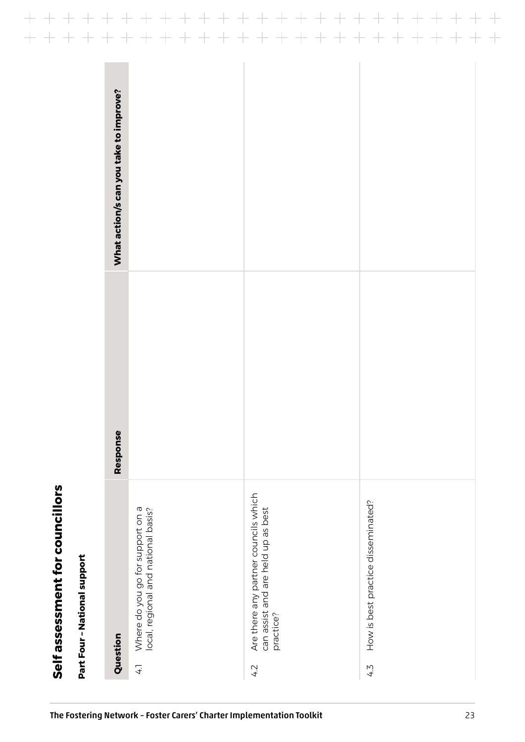# Self assessment for councillors

## Part Four – National support

| Question | Response | What action/s can you take to improve? |
|---|---|---|
| 4.1 Where do you go for support on a local, regional and national basis? | | |
| 4.2 Are there any partner councils which can assist and are held up as best practice? | | |
| 4.3 How is best practice disseminated? | | |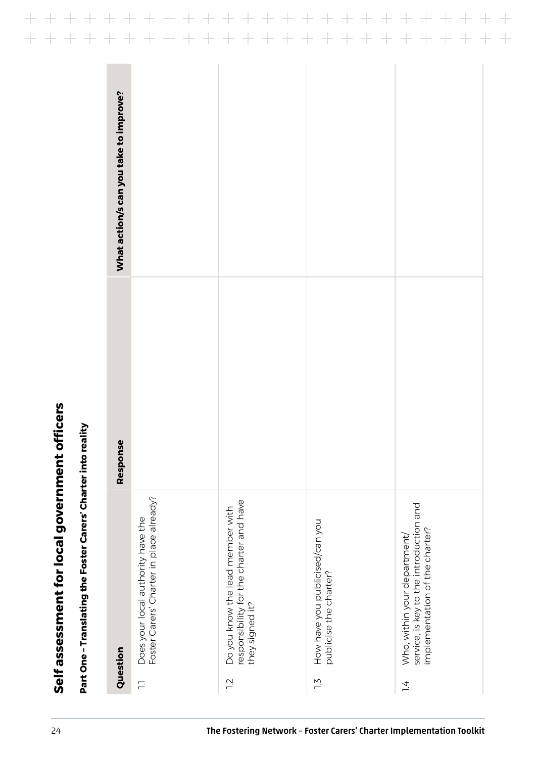# Self assessment for local government officers

## Part One – Translating the Foster Carers' Charter into reality

| Question | Response | What action/s can you take to improve? |
| --- | --- | --- |
| 1.1 Does your local authority have the Foster Carers' Charter in place already? | | |
| 1.2 Do you know the lead member with responsibility for the charter and have they signed it? | | |
| 1.3 How have you publicised/can you publicise the charter? | | |
| 1.4 Who, within your department/service, is key to the introduction and implementation of the charter? | | |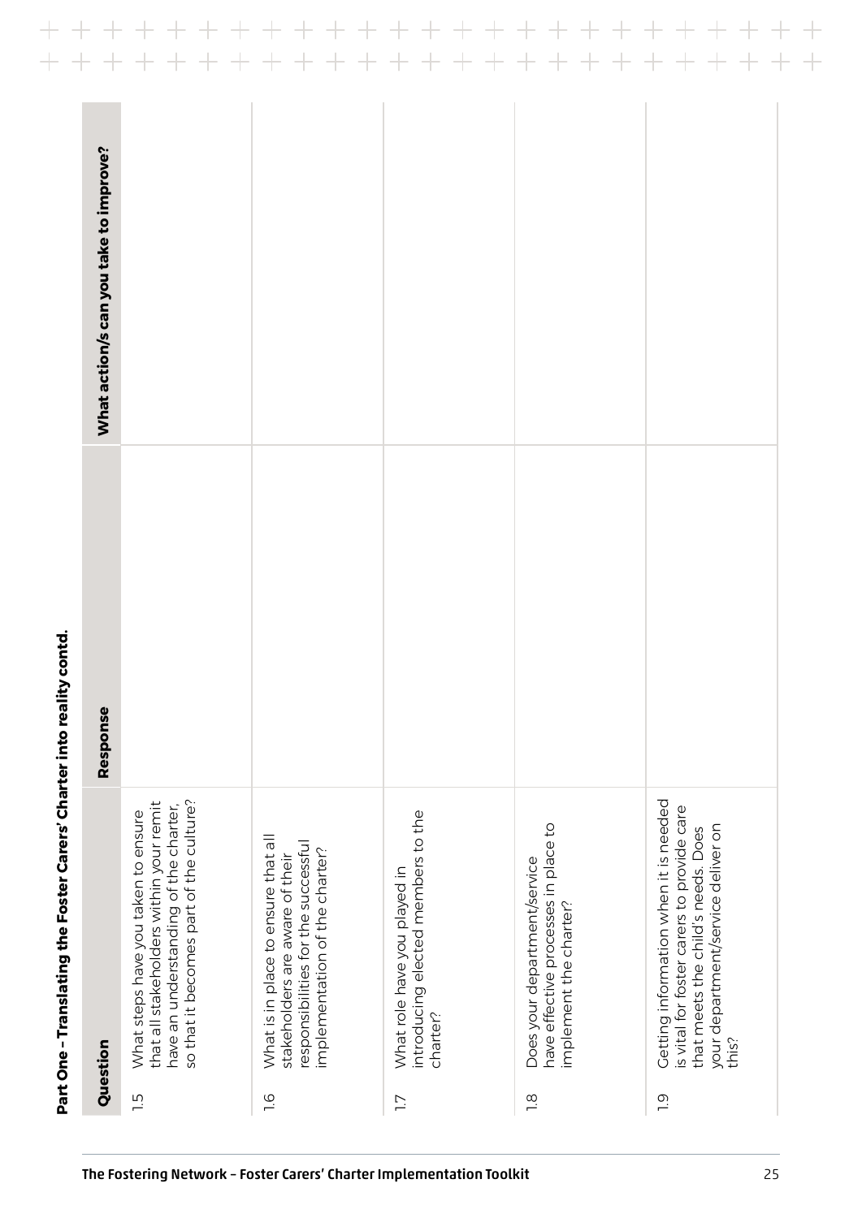## Part One – Translating the Foster Carers' Charter into reality contd.

| Question | Response | What action/s can you take to improve? |
|---|---|---|
| 1.5 What steps have you taken to ensure that all stakeholders within your remit have an understanding of the charter, so that it becomes part of the culture? | | |
| 1.6 What is in place to ensure that all stakeholders are aware of their responsibilities for the successful implementation of the charter? | | |
| 1.7 What role have you played in introducing elected members to the charter? | | |
| 1.8 Does your department/service have effective processes in place to implement the charter? | | |
| 1.9 Getting information when it is needed is vital for foster carers to provide care that meets the child's needs. Does your department/service deliver on this? | | |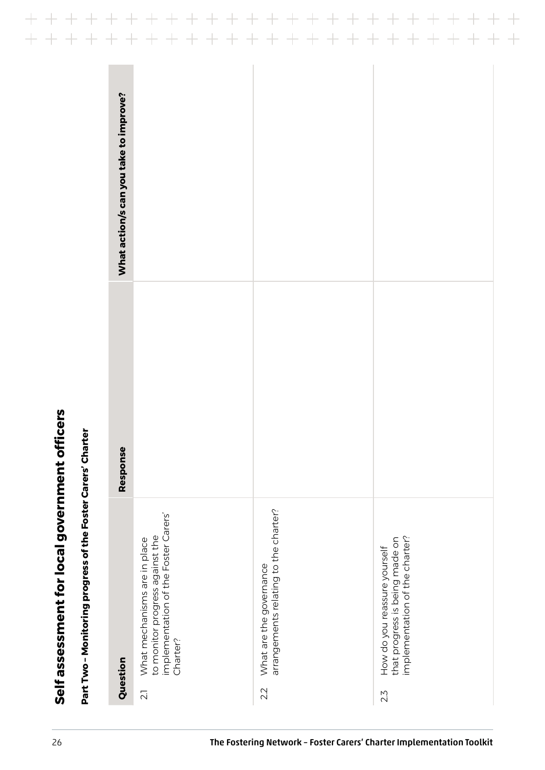# Self assessment for local government officers

## Part Two – Monitoring progress of the Foster Carers' Charter

| Question | Response | What action/s can you take to improve? |
|---|---|---|
| 2.1 What mechanisms are in place to monitor progress against the implementation of the Foster Carers' Charter? | | |
| 2.2 What are the governance arrangements relating to the charter? | | |
| 2.3 How do you reassure yourself that progress is being made on implementation of the charter? | | |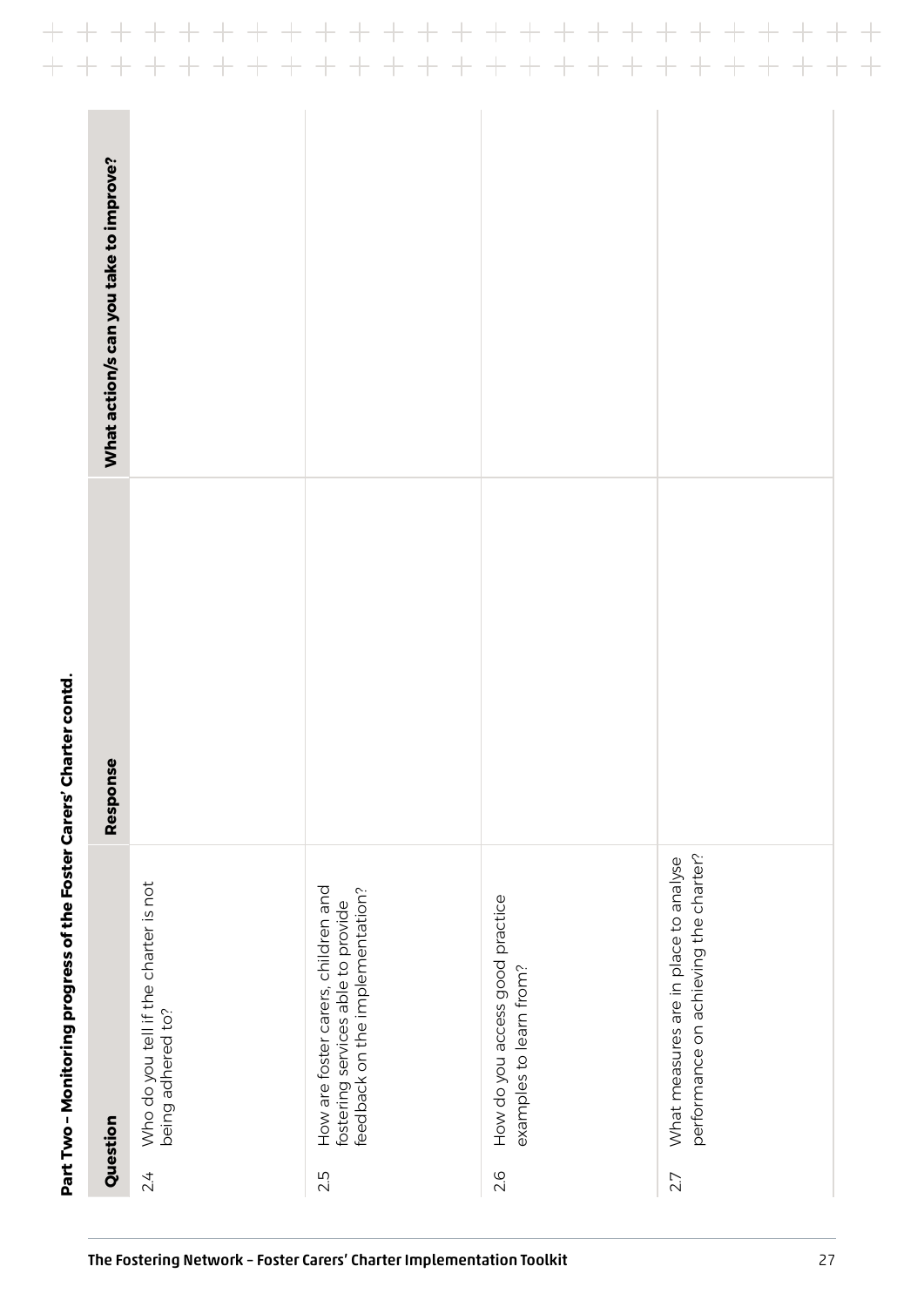## Part Two – Monitoring progress of the Foster Carers' Charter contd.

| Question | | Response | What action/s can you take to improve? |
|---|---|---|---|
| 2.4 | Who do you tell if the charter is not being adhered to? | | |
| 2.5 | How are foster carers, children and fostering services able to provide feedback on the implementation? | | |
| 2.6 | How do you access good practice examples to learn from? | | |
| 2.7 | What measures are in place to analyse performance on achieving the charter? | | |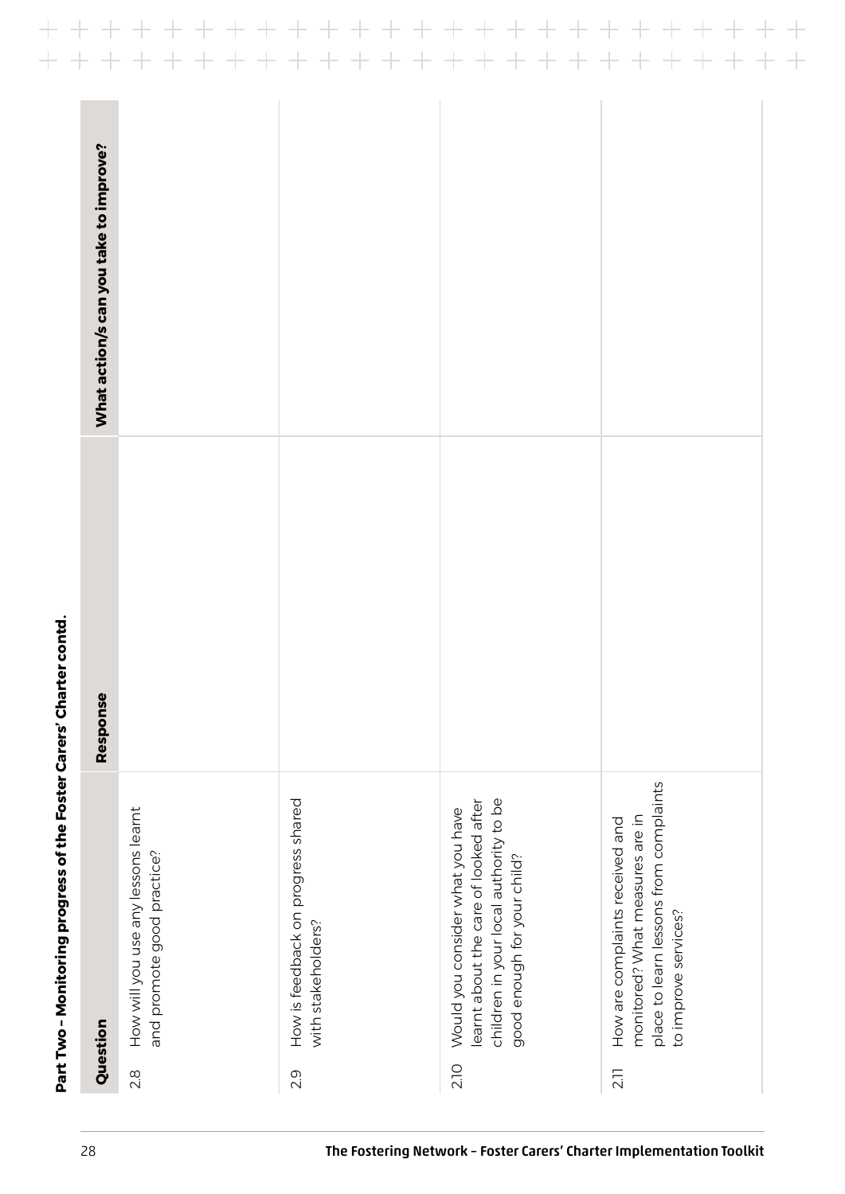**Part Two – Monitoring progress of the Foster Carers' Charter contd.**

| Question | Response | What action/s can you take to improve? |
|---|---|---|
| 2.8 How will you use any lessons learnt and promote good practice? | | |
| 2.9 How is feedback on progress shared with stakeholders? | | |
| 2.10 Would you consider what you have learnt about the care of looked after children in your local authority to be good enough for your child? | | |
| 2.11 How are complaints received and monitored? What measures are in place to learn lessons from complaints to improve services? | | |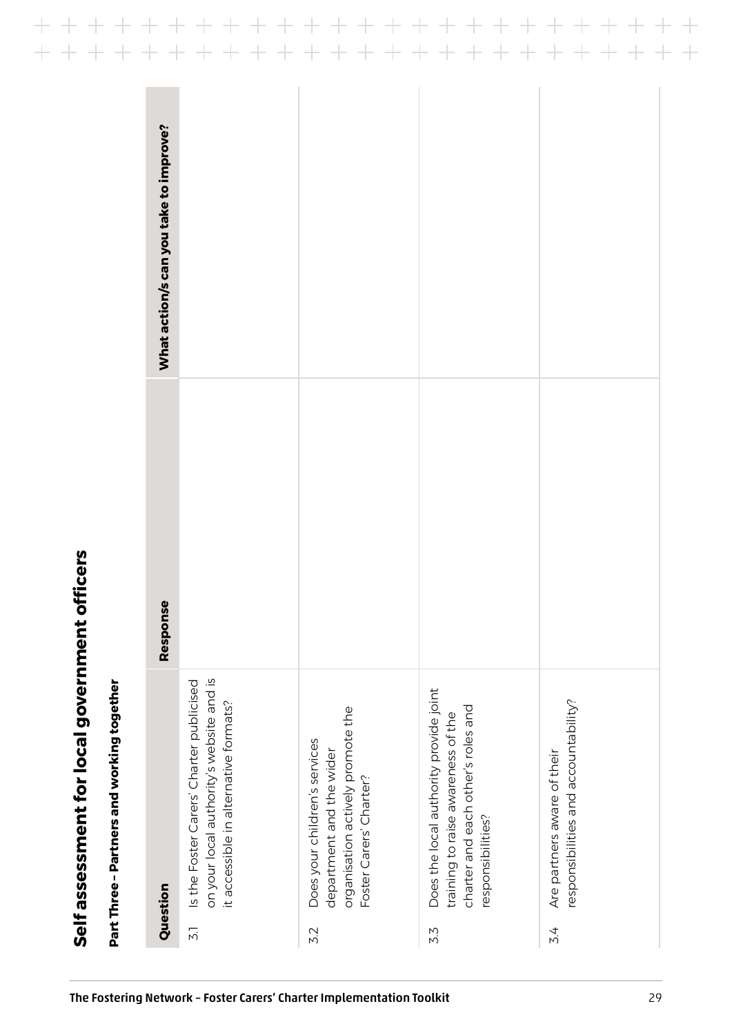# Self assessment for local government officers

## Part Three – Partners and working together

| Question | Response | What action/s can you take to improve? |
|---|---|---|
| 3.1 Is the Foster Carers' Charter publicised on your local authority's website and is it accessible in alternative formats? | | |
| 3.2 Does your children's services department and the wider organisation actively promote the Foster Carers' Charter? | | |
| 3.3 Does the local authority provide joint training to raise awareness of the charter and each other's roles and responsibilities? | | |
| 3.4 Are partners aware of their responsibilities and accountability? | | |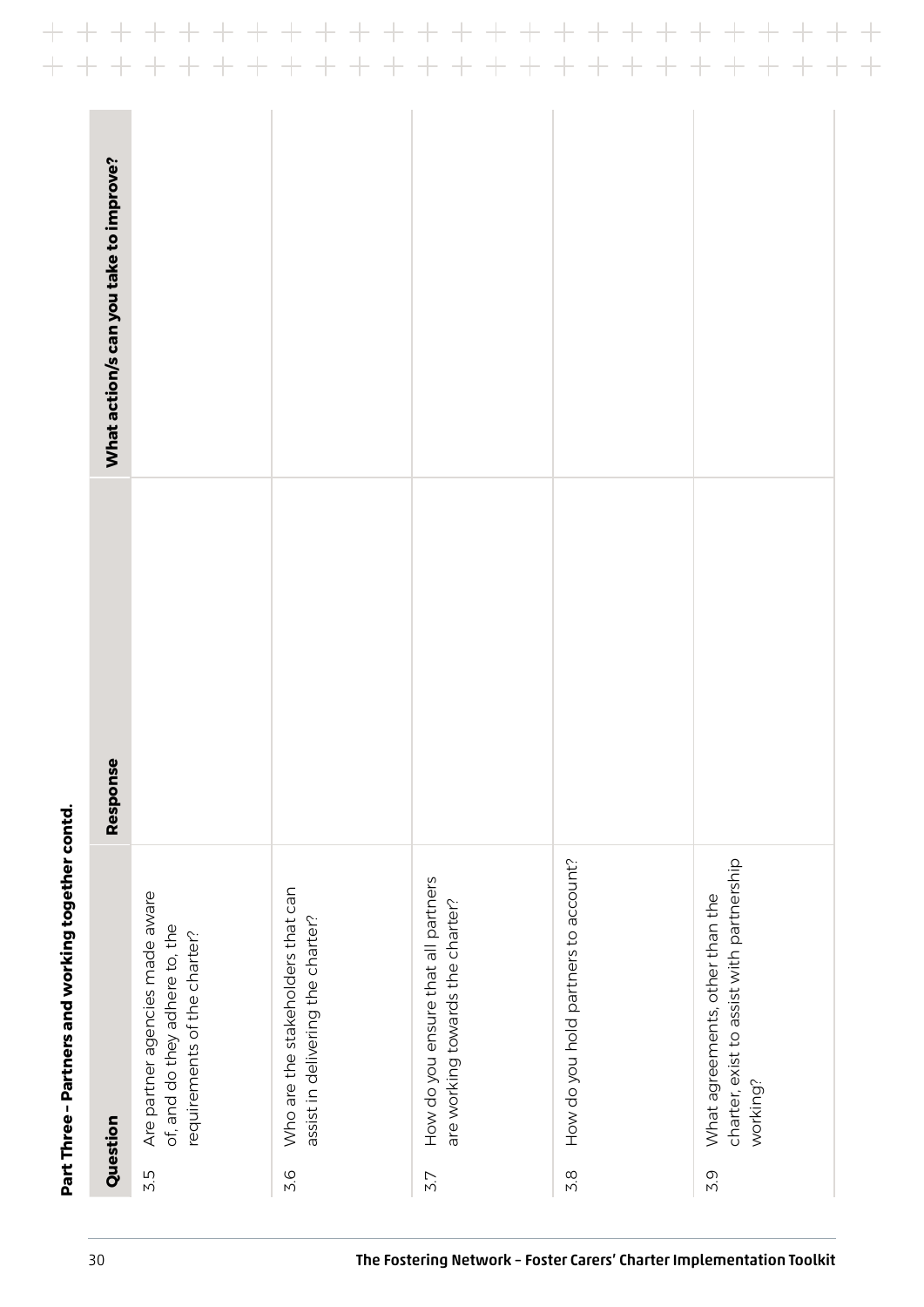**Part Three – Partners and working together contd.**

| Question | | Response | What action/s can you take to improve? |
|---|---|---|---|
| 3.5 | Are partner agencies made aware of, and do they adhere to, the requirements of the charter? | | |
| 3.6 | Who are the stakeholders that can assist in delivering the charter? | | |
| 3.7 | How do you ensure that all partners are working towards the charter? | | |
| 3.8 | How do you hold partners to account? | | |
| 3.9 | What agreements, other than the charter, exist to assist with partnership working? | | |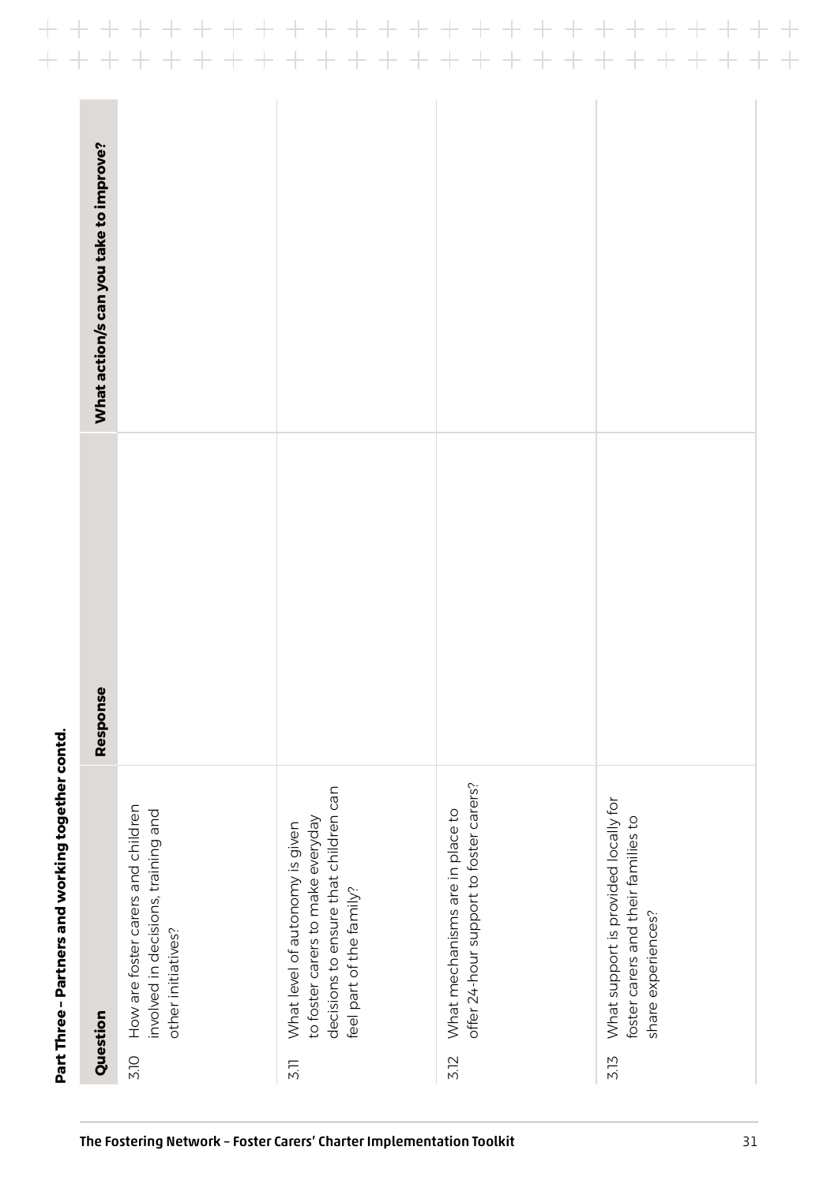**Part Three – Partners and working together contd.**

| Question | Response | What action/s can you take to improve? |
|---|---|---|
| 3.10 How are foster carers and children involved in decisions, training and other initiatives? | | |
| 3.11 What level of autonomy is given to foster carers to make everyday decisions to ensure that children can feel part of the family? | | |
| 3.12 What mechanisms are in place to offer 24-hour support to foster carers? | | |
| 3.13 What support is provided locally for foster carers and their families to share experiences? | | |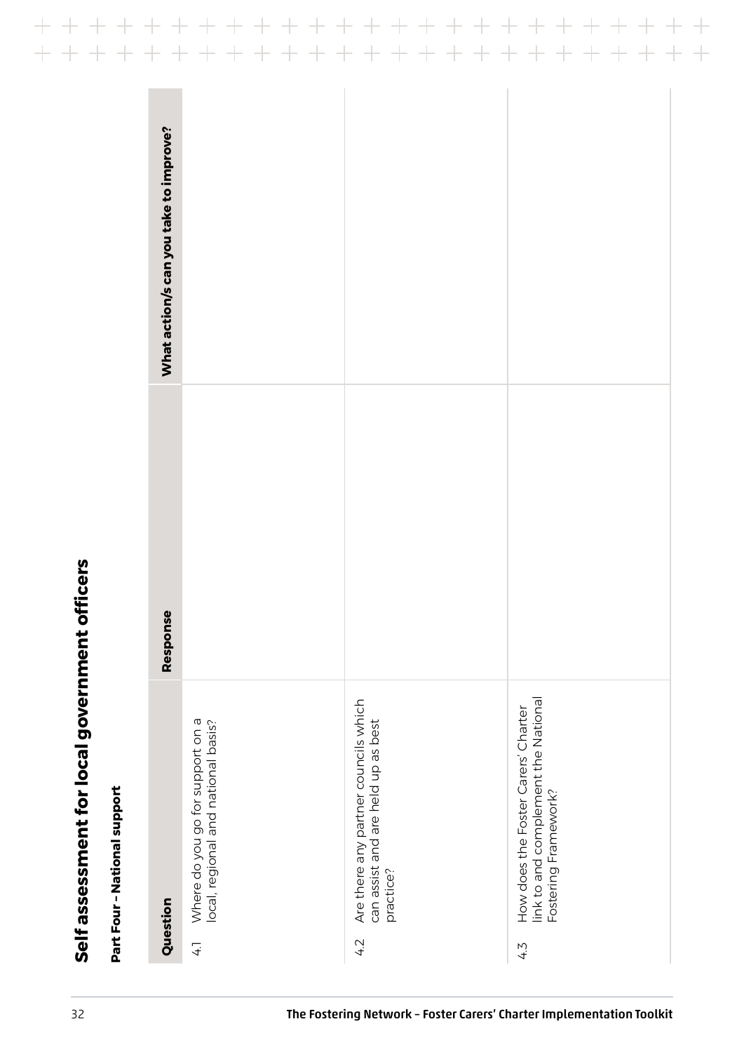# Self assessment for local government officers

## Part Four – National support

| Question | Response | What action/s can you take to improve? |
|---|---|---|
| 4.1 Where do you go for support on a local, regional and national basis? | | |
| 4.2 Are there any partner councils which can assist and are held up as best practice? | | |
| 4.3 How does the Foster Carers' Charter link to and complement the National Fostering Framework? | | |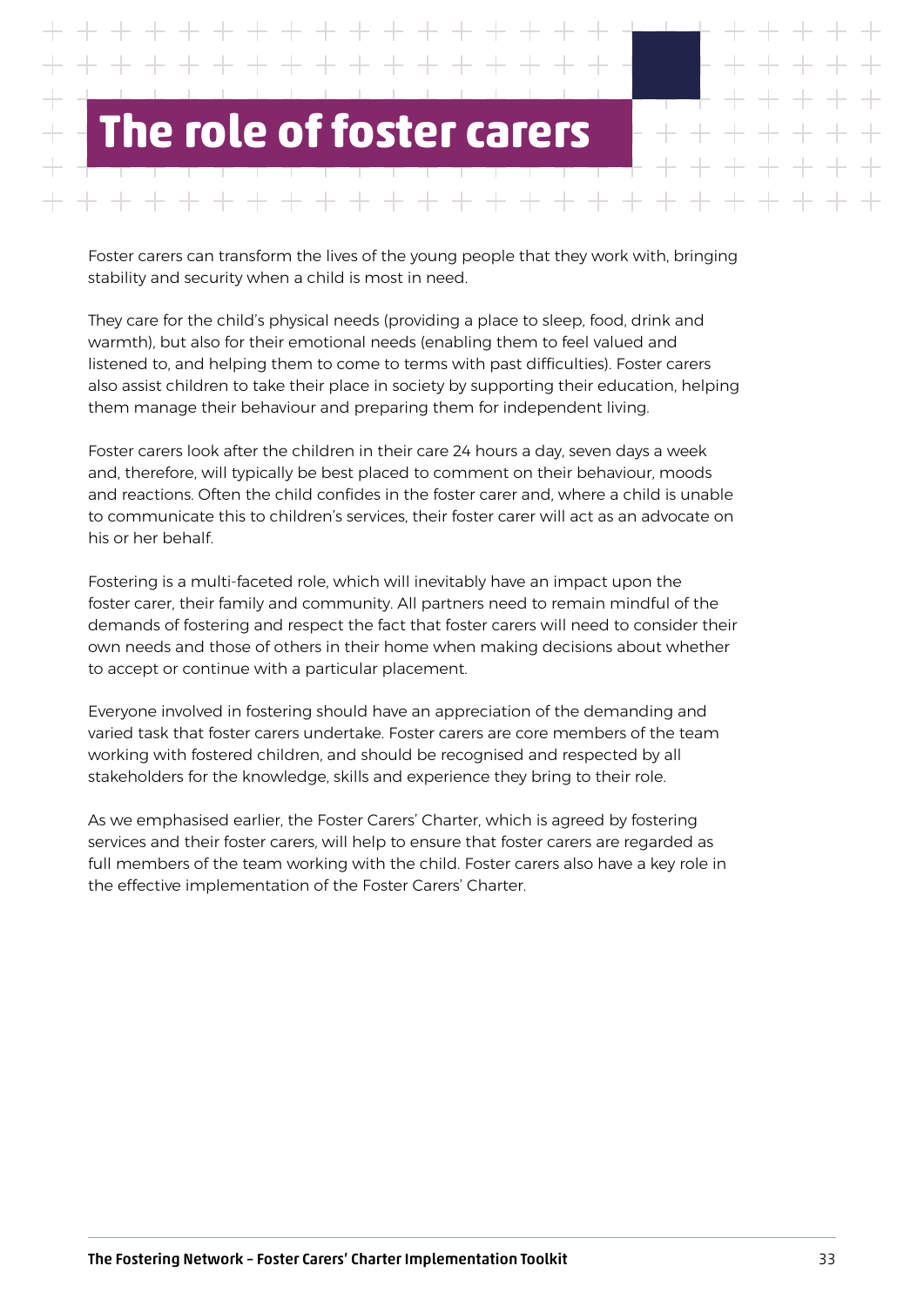# The role of foster carers

Foster carers can transform the lives of the young people that they work with, bringing stability and security when a child is most in need.

They care for the child's physical needs (providing a place to sleep, food, drink and warmth), but also for their emotional needs (enabling them to feel valued and listened to, and helping them to come to terms with past difficulties). Foster carers also assist children to take their place in society by supporting their education, helping them manage their behaviour and preparing them for independent living.

Foster carers look after the children in their care 24 hours a day, seven days a week and, therefore, will typically be best placed to comment on their behaviour, moods and reactions. Often the child confides in the foster carer and, where a child is unable to communicate this to children's services, their foster carer will act as an advocate on his or her behalf.

Fostering is a multi-faceted role, which will inevitably have an impact upon the foster carer, their family and community. All partners need to remain mindful of the demands of fostering and respect the fact that foster carers will need to consider their own needs and those of others in their home when making decisions about whether to accept or continue with a particular placement.

Everyone involved in fostering should have an appreciation of the demanding and varied task that foster carers undertake. Foster carers are core members of the team working with fostered children, and should be recognised and respected by all stakeholders for the knowledge, skills and experience they bring to their role.

As we emphasised earlier, the Foster Carers' Charter, which is agreed by fostering services and their foster carers, will help to ensure that foster carers are regarded as full members of the team working with the child. Foster carers also have a key role in the effective implementation of the Foster Carers' Charter.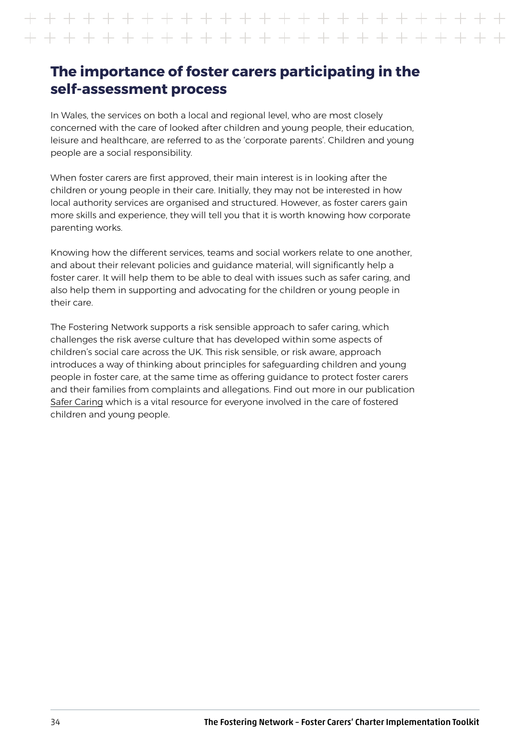## The importance of foster carers participating in the self-assessment process

In Wales, the services on both a local and regional level, who are most closely concerned with the care of looked after children and young people, their education, leisure and healthcare, are referred to as the 'corporate parents'. Children and young people are a social responsibility.

When foster carers are first approved, their main interest is in looking after the children or young people in their care. Initially, they may not be interested in how local authority services are organised and structured. However, as foster carers gain more skills and experience, they will tell you that it is worth knowing how corporate parenting works.

Knowing how the different services, teams and social workers relate to one another, and about their relevant policies and guidance material, will significantly help a foster carer. It will help them to be able to deal with issues such as safer caring, and also help them in supporting and advocating for the children or young people in their care.

The Fostering Network supports a risk sensible approach to safer caring, which challenges the risk averse culture that has developed within some aspects of children's social care across the UK. This risk sensible, or risk aware, approach introduces a way of thinking about principles for safeguarding children and young people in foster care, at the same time as offering guidance to protect foster carers and their families from complaints and allegations. Find out more in our publication Safer Caring which is a vital resource for everyone involved in the care of fostered children and young people.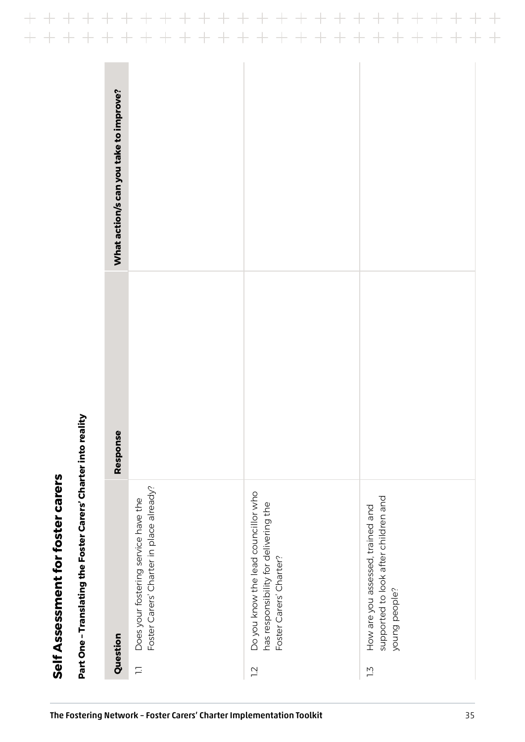# Self Assessment for foster carers

## Part One – Translating the Foster Carers' Charter into reality

| Question | Response | What action/s can you take to improve? |
| --- | --- | --- |
| 1.1 Does your fostering service have the Foster Carers' Charter in place already? | | |
| 1.2 Do you know the lead councillor who has responsibility for delivering the Foster Carers' Charter? | | |
| 1.3 How are you assessed, trained and supported to look after children and young people? | | |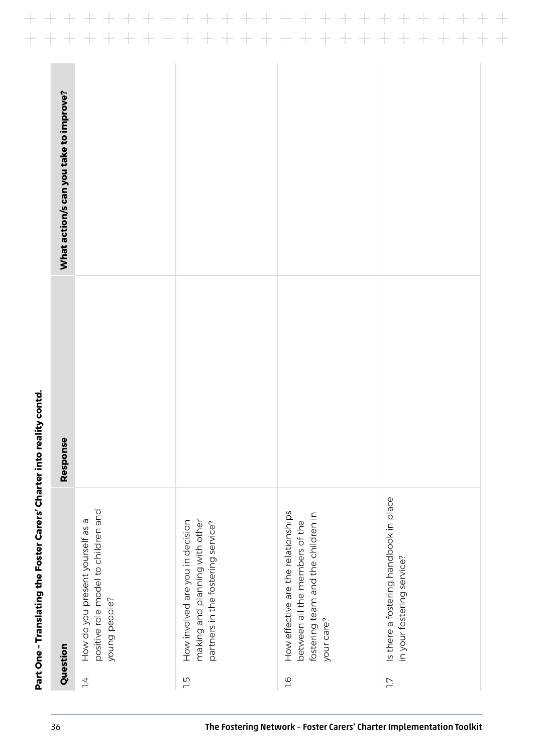**Part One – Translating the Foster Carers' Charter into reality contd.**

| Question | Response | What action/s can you take to improve? |
|---|---|---|
| 1.4 How do you present yourself as a positive role model to children and young people? | | |
| 1.5 How involved are you in decision making and planning with other partners in the fostering service? | | |
| 1.6 How effective are the relationships between all the members of the fostering team and the children in your care? | | |
| 1.7 Is there a fostering handbook in place in your fostering service? | | |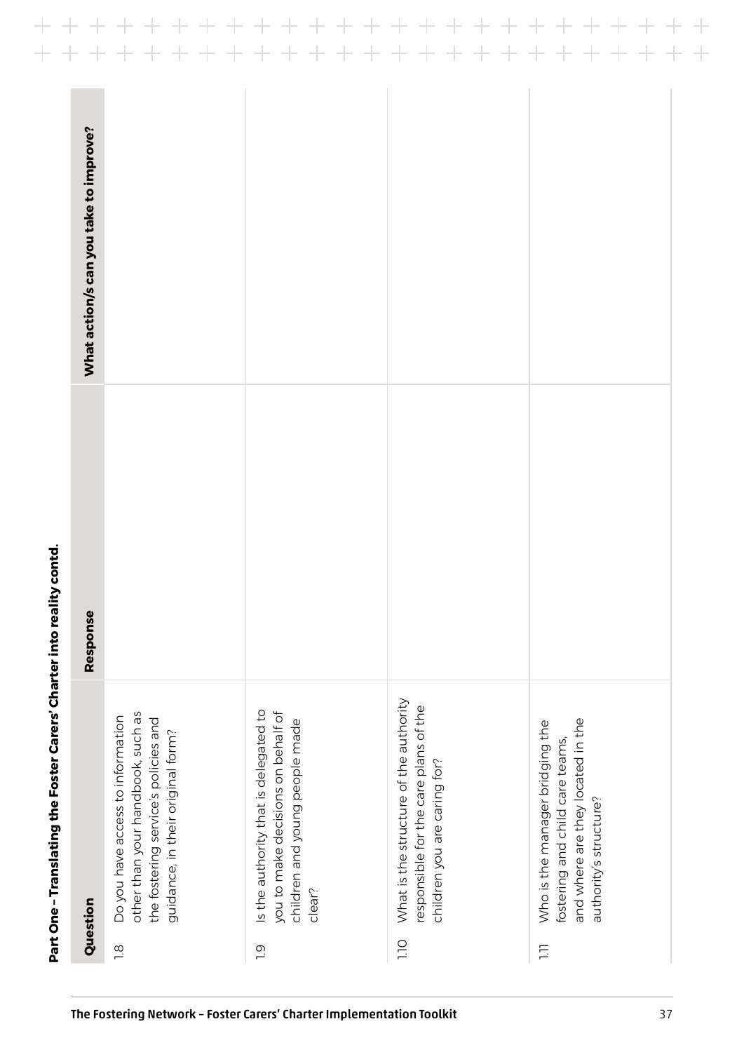**Part One – Translating the Foster Carers' Charter into reality contd.**

| Question | Response | What action/s can you take to improve? |
|---|---|---|
| 1.8 Do you have access to information other than your handbook, such as the fostering service's policies and guidance, in their original form? | | |
| 1.9 Is the authority that is delegated to you to make decisions on behalf of children and young people made clear? | | |
| 1.10 What is the structure of the authority responsible for the care plans of the children you are caring for? | | |
| 1.11 Who is the manager bridging the fostering and child care teams, and where are they located in the authority's structure? | | |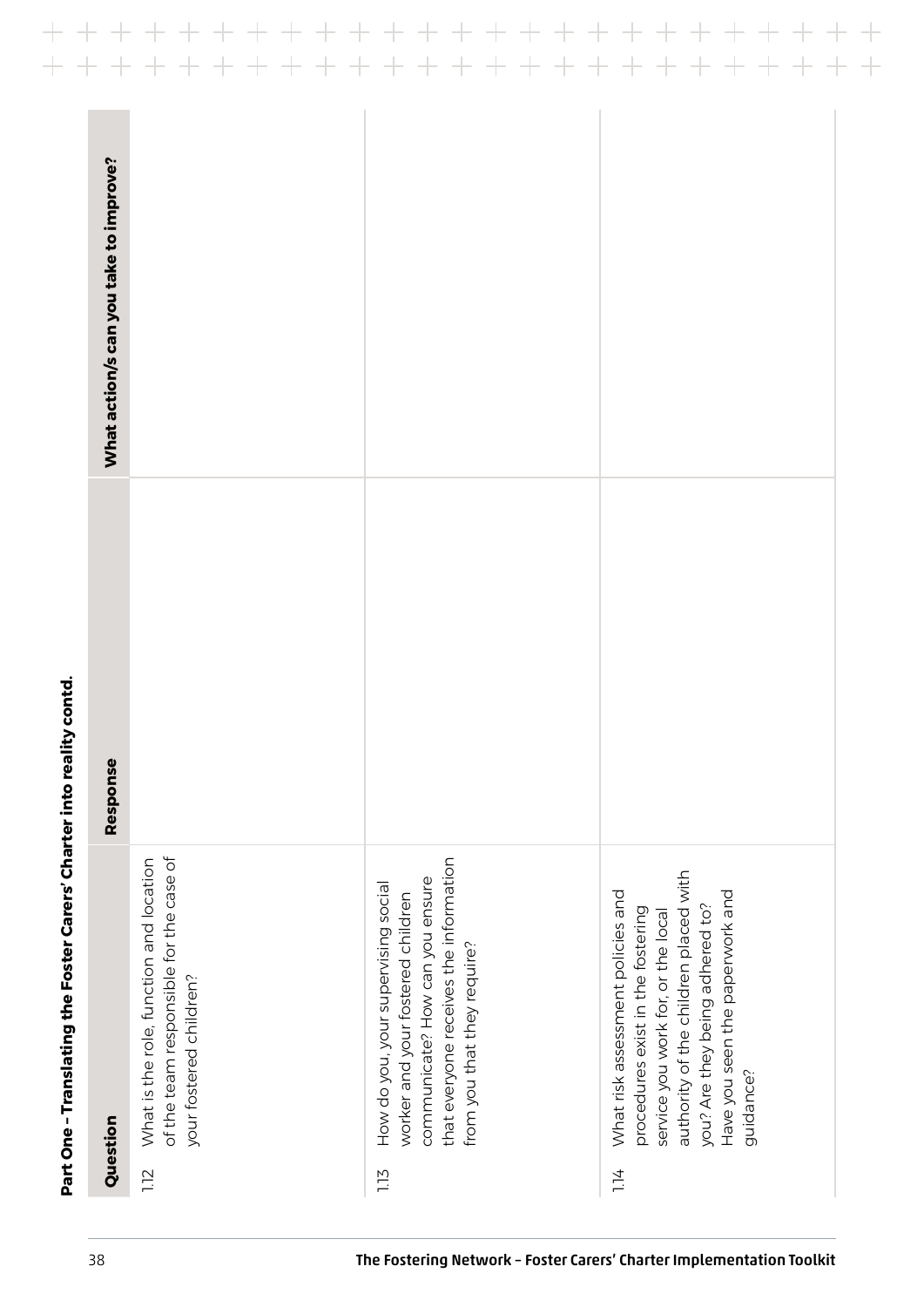**Part One – Translating the Foster Carers' Charter into reality contd.**

| Question | Response | What action/s can you take to improve? |
| --- | --- | --- |
| 1.12 What is the role, function and location of the team responsible for the case of your fostered children? | | |
| 1.13 How do you, your supervising social worker and your fostered children communicate? How can you ensure that everyone receives the information from you that they require? | | |
| 1.14 What risk assessment policies and procedures exist in the fostering service you work for, or the local authority of the children placed with you? Are they being adhered to? Have you seen the paperwork and guidance? | | |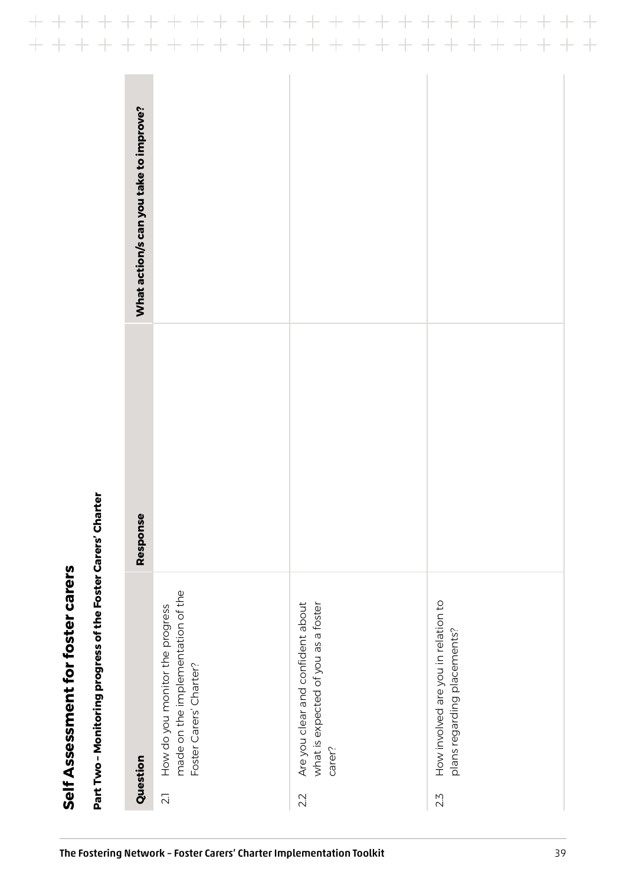# Self Assessment for foster carers

**Part Two – Monitoring progress of the Foster Carers' Charter**

| Question | Response | What action/s can you take to improve? |
|---|---|---|
| 2.1 How do you monitor the progress made on the implementation of the Foster Carers' Charter? | | |
| 2.2 Are you clear and confident about what is expected of you as a foster carer? | | |
| 2.3 How involved are you in relation to plans regarding placements? | | |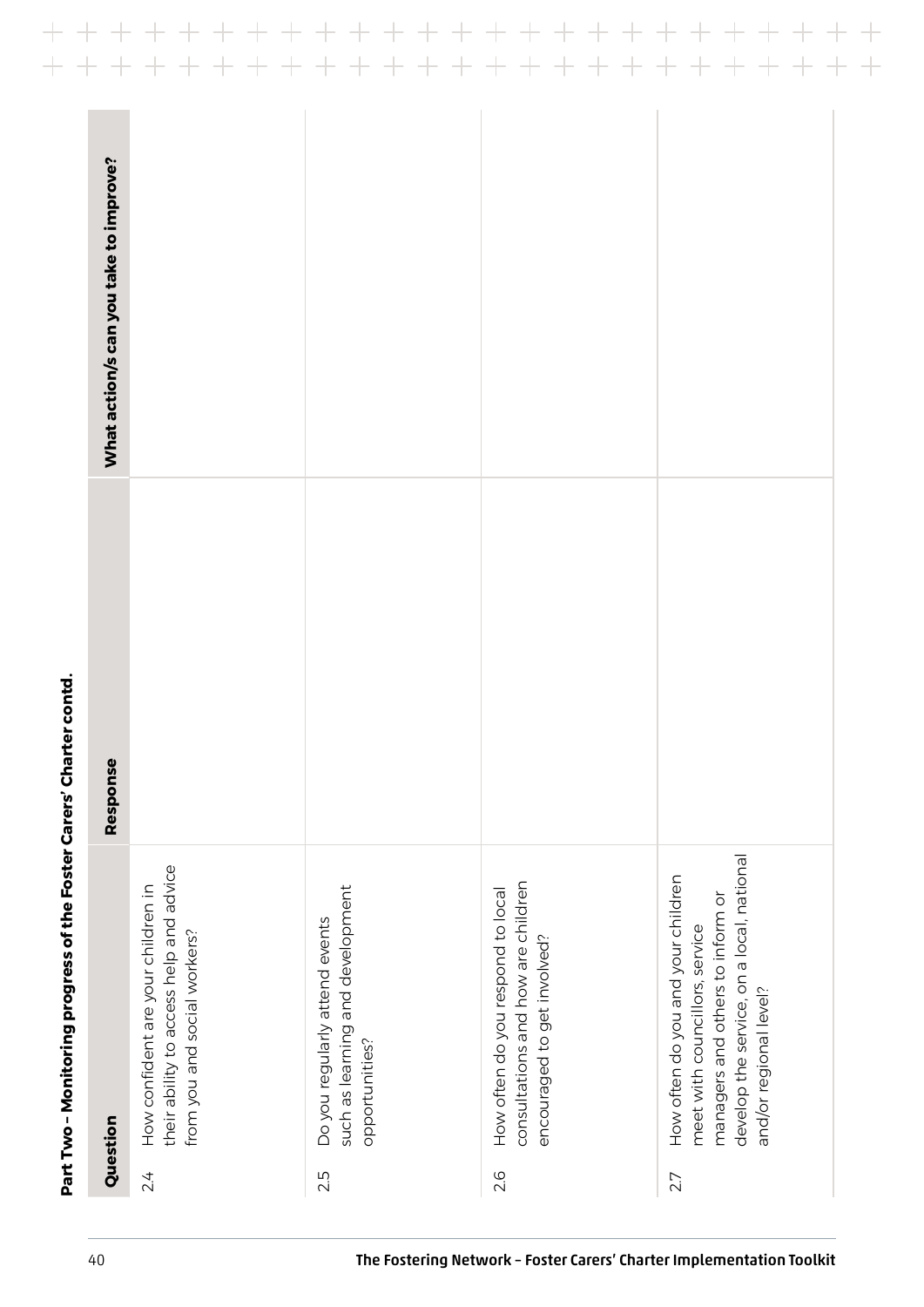**Part Two – Monitoring progress of the Foster Carers' Charter contd.**

| Question | Response | What action/s can you take to improve? |
|---|---|---|
| 2.4 How confident are your children in their ability to access help and advice from you and social workers? | | |
| 2.5 Do you regularly attend events such as learning and development opportunities? | | |
| 2.6 How often do you respond to local consultations and how are children encouraged to get involved? | | |
| 2.7 How often do you and your children meet with councillors, service managers and others to inform or develop the service, on a local, national and/or regional level? | | |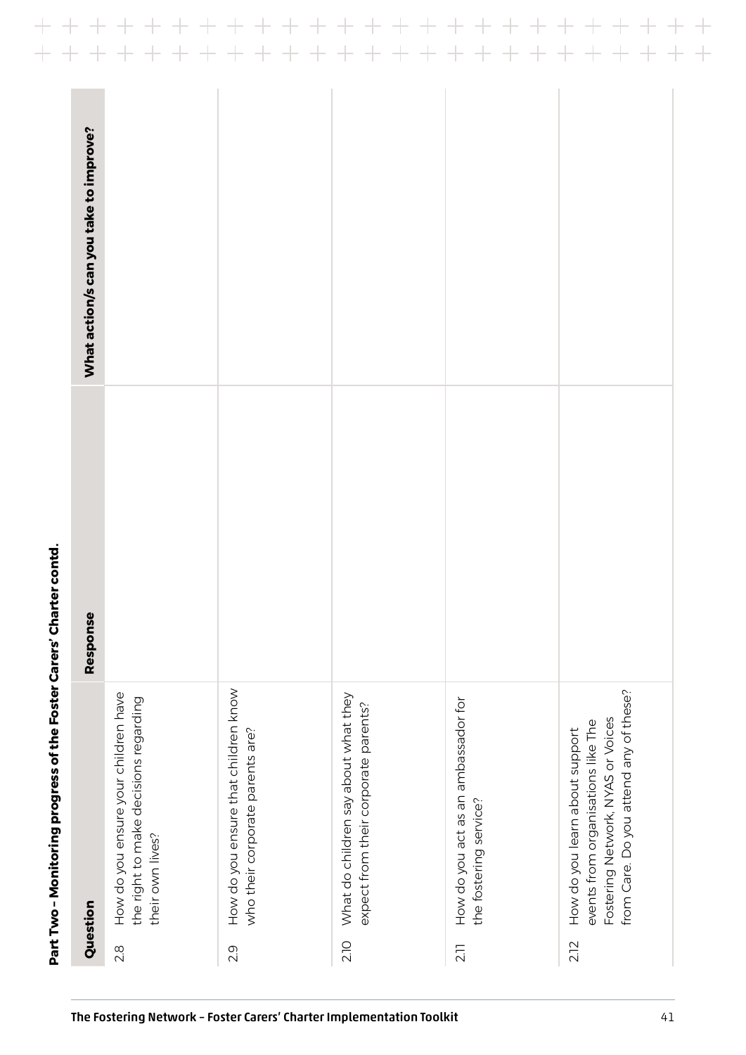## Part Two – Monitoring progress of the Foster Carers' Charter contd.

| Question | | Response | What action/s can you take to improve? |
|---|---|---|---|
| 2.8 | How do you ensure your children have the right to make decisions regarding their own lives? | | |
| 2.9 | How do you ensure that children know who their corporate parents are? | | |
| 2.10 | What do children say about what they expect from their corporate parents? | | |
| 2.11 | How do you act as an ambassador for the fostering service? | | |
| 2.12 | How do you learn about support events from organisations like The Fostering Network, NYAS or Voices from Care. Do you attend any of these? | | |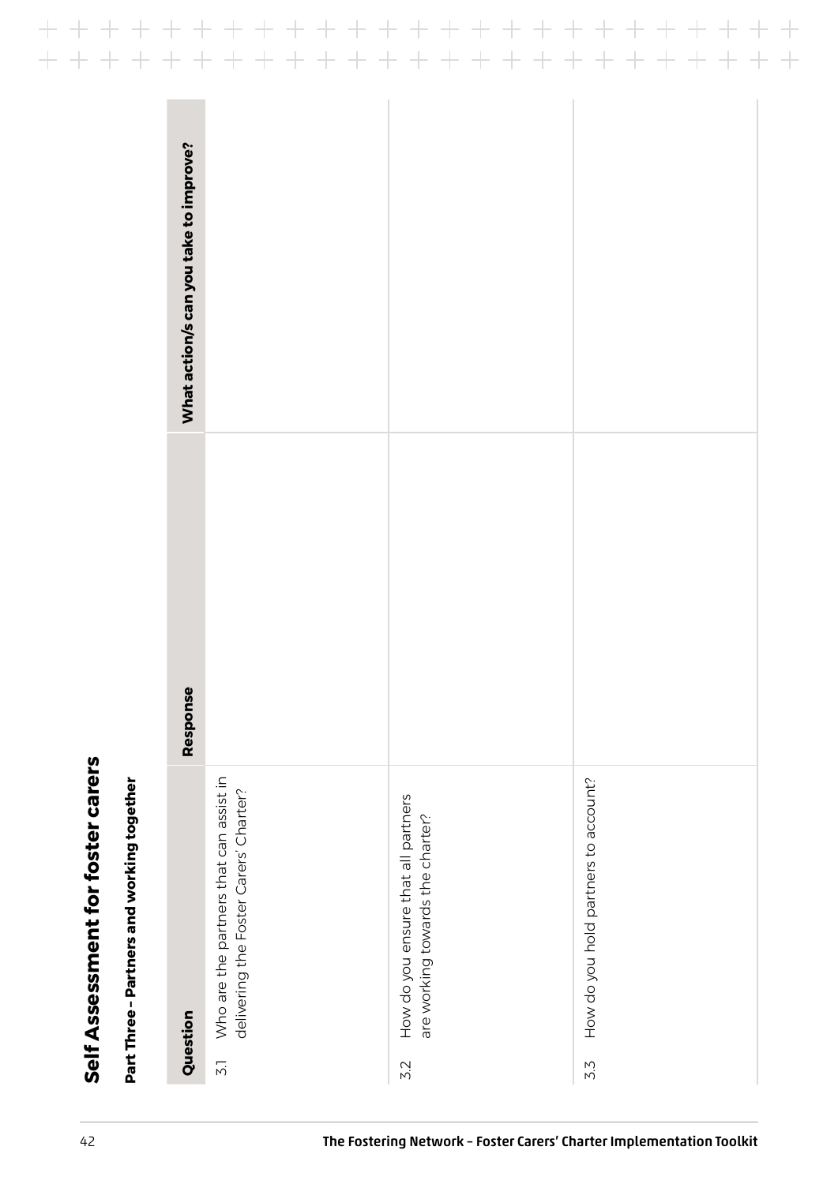# Self Assessment for foster carers

## Part Three – Partners and working together

| Question | Response | What action/s can you take to improve? |
|---|---|---|
| 3.1 Who are the partners that can assist in delivering the Foster Carers' Charter? | | |
| 3.2 How do you ensure that all partners are working towards the charter? | | |
| 3.3 How do you hold partners to account? | | |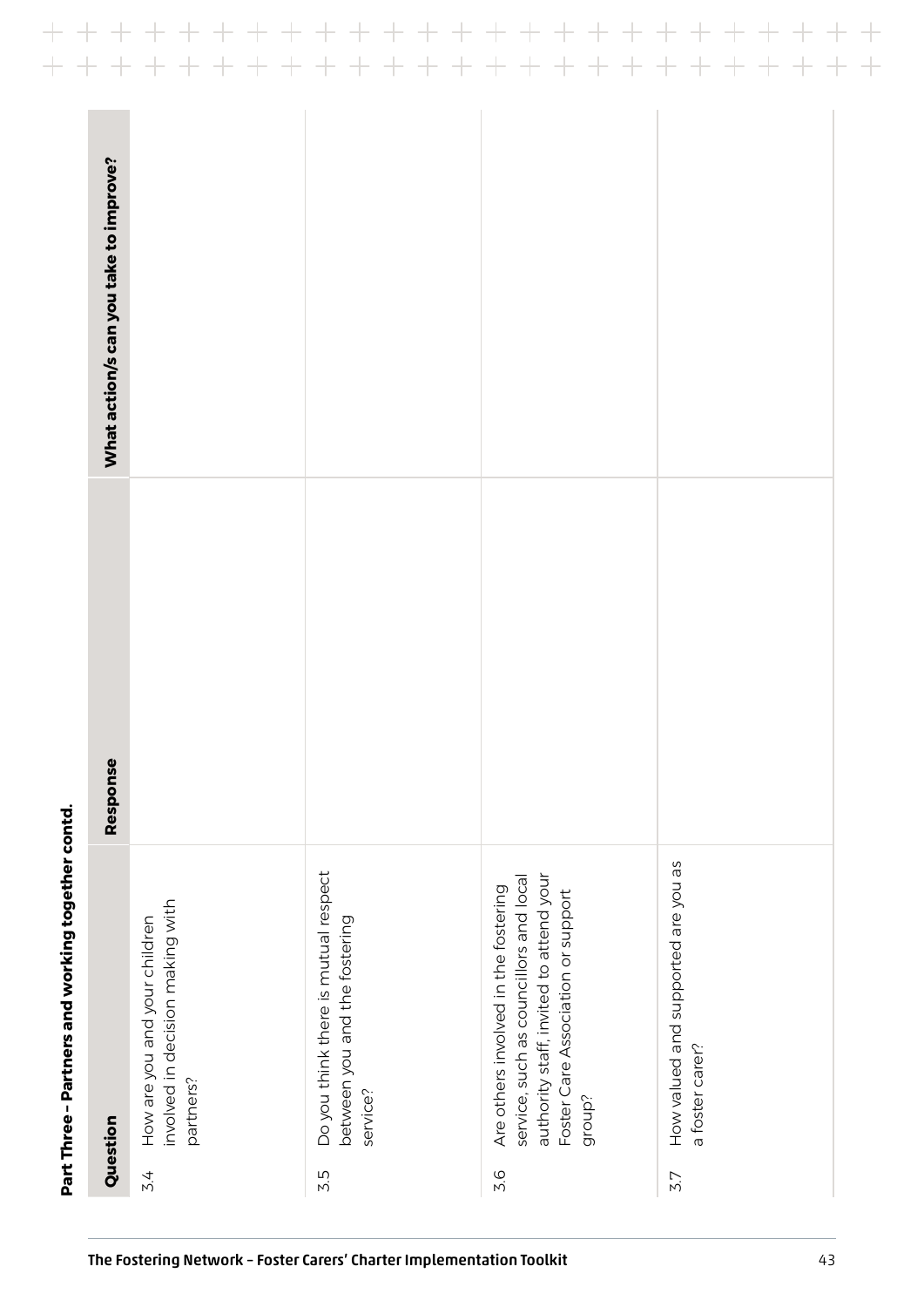**Part Three – Partners and working together contd.**

| Question | Response | What action/s can you take to improve? |
|---|---|---|
| 3.4 How are you and your children involved in decision making with partners? | | |
| 3.5 Do you think there is mutual respect between you and the fostering service? | | |
| 3.6 Are others involved in the fostering service, such as councillors and local authority staff, invited to attend your Foster Care Association or support group? | | |
| 3.7 How valued and supported are you as a foster carer? | | |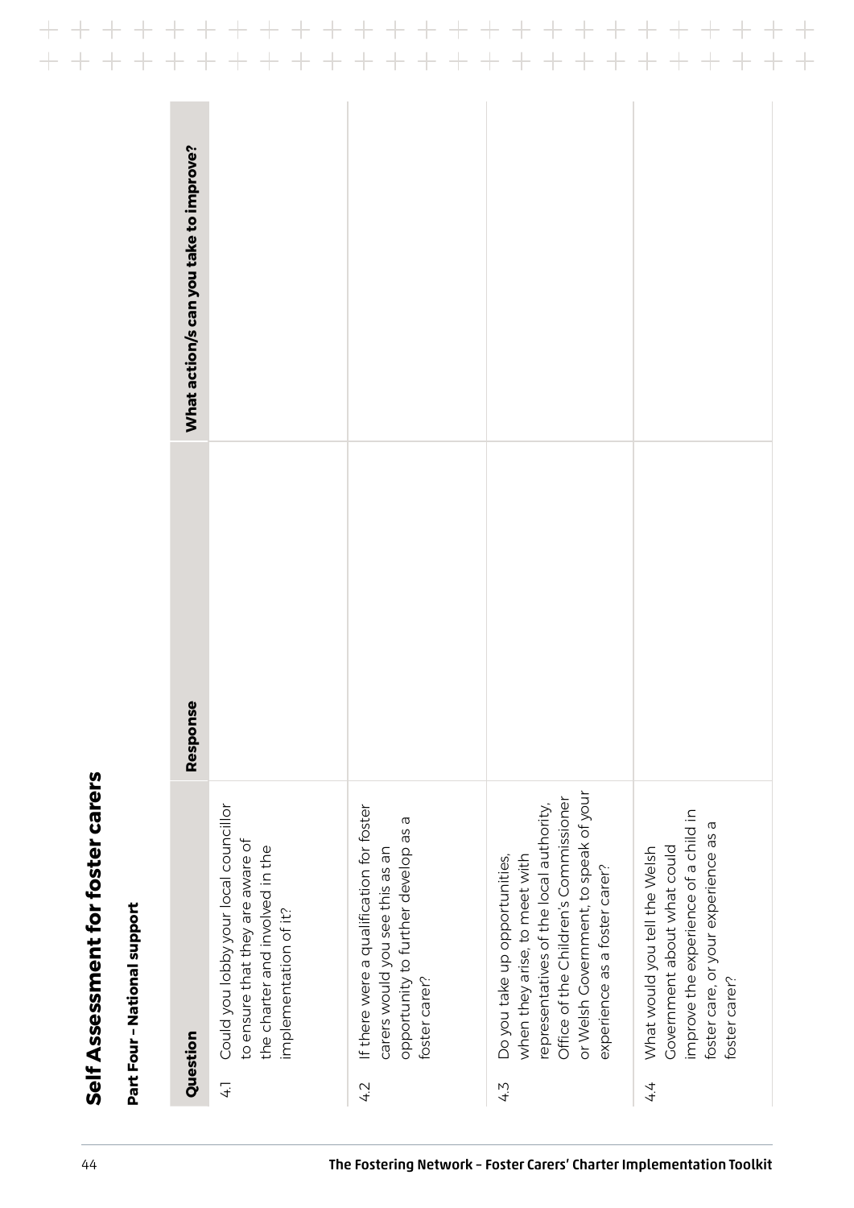# Self Assessment for foster carers

## Part Four – National support

| Question | Response | What action/s can you take to improve? |
|---|---|---|
| 4.1 Could you lobby your local councillor to ensure that they are aware of the charter and involved in the implementation of it? | | |
| 4.2 If there were a qualification for foster carers would you see this as an opportunity to further develop as a foster carer? | | |
| 4.3 Do you take up opportunities, when they arise, to meet with representatives of the local authority, Office of the Children's Commissioner or Welsh Government, to speak of your experience as a foster carer? | | |
| 4.4 What would you tell the Welsh Government about what could improve the experience of a child in foster care, or your experience as a foster carer? | | |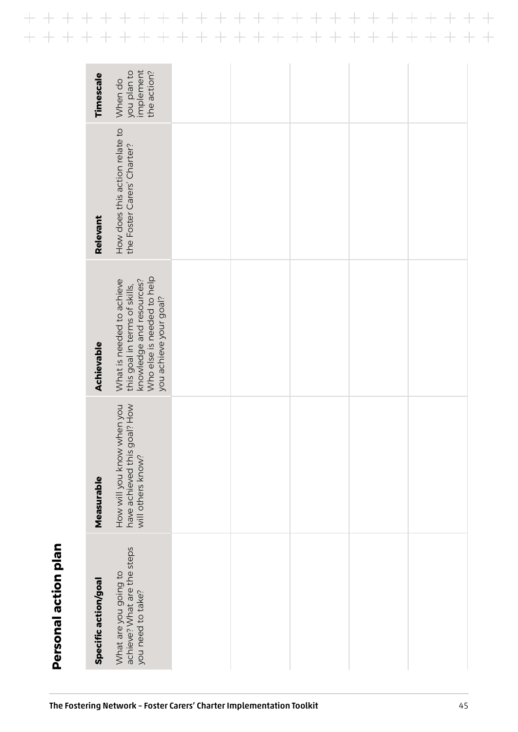# Personal action plan

| Specific action/goal | Measurable | Achievable | Relevant | Timescale |
|---|---|---|---|---|
| What are you going to achieve? What are the steps you need to take? | How will you know when you have achieved this goal? How will others know? | What is needed to achieve this goal in terms of skills, knowledge and resources? Who else is needed to help you achieve your goal? | How does this action relate to the Foster Carers' Charter? | When do you plan to implement the action? |
| | | | | |
| | | | | |
| | | | | |
| | | | | |
| | | | | |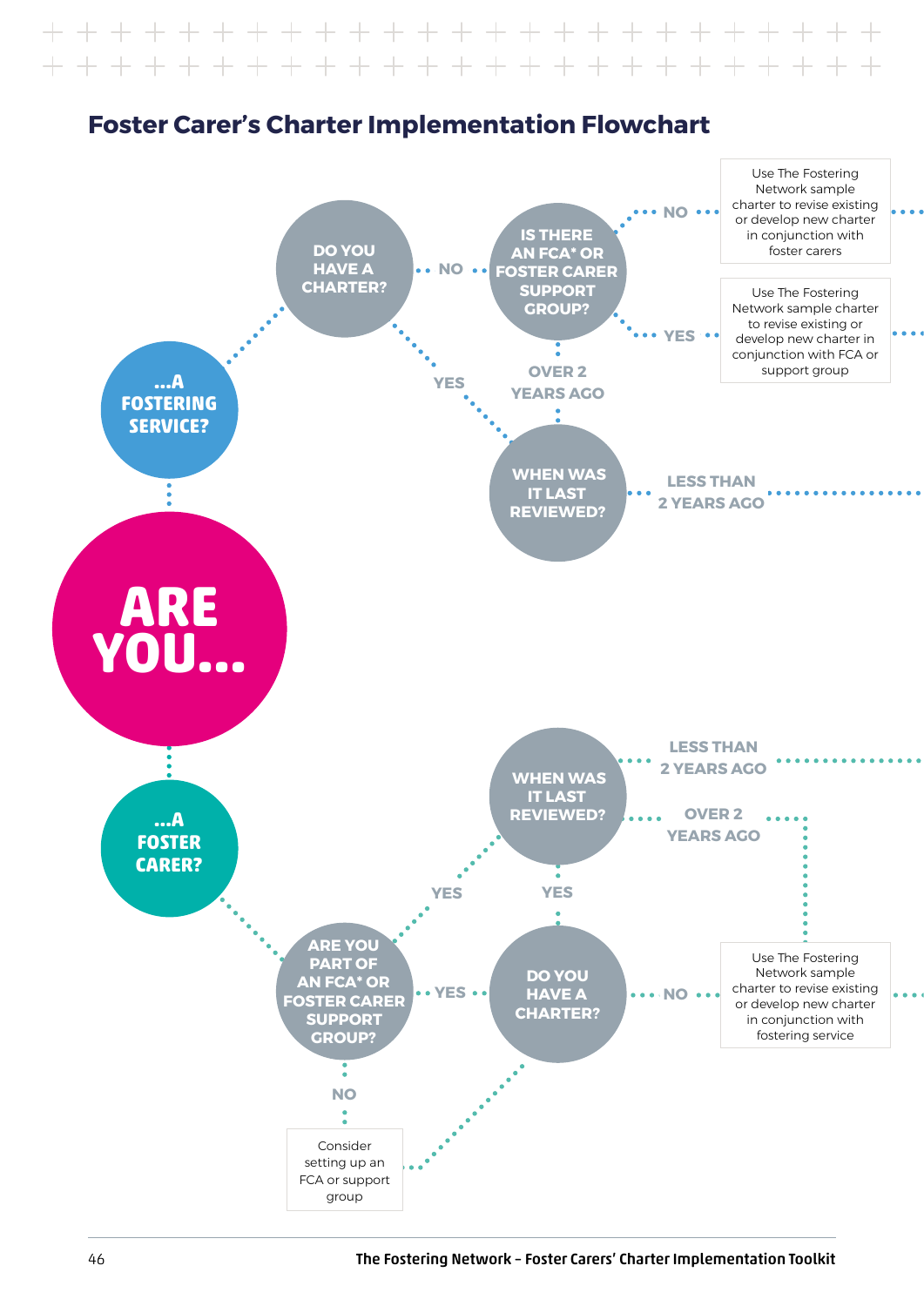## Foster Carer's Charter Implementation Flowchart

**ARE YOU...**

**...A FOSTERING SERVICE?**

- **DO YOU HAVE A CHARTER?**
  - **NO** → **IS THERE AN FCA* OR FOSTER CARER SUPPORT GROUP?**
    - **NO** → Use The Fostering Network sample charter to revise existing or develop new charter in conjunction with foster carers
    - **YES** → Use The Fostering Network sample charter to revise existing or develop new charter in conjunction with FCA or support group
  - **YES** → **WHEN WAS IT LAST REVIEWED?**
    - **OVER 2 YEARS AGO** → **IS THERE AN FCA* OR FOSTER CARER SUPPORT GROUP?**
    - **LESS THAN 2 YEARS AGO**

**...A FOSTER CARER?**

- **ARE YOU PART OF AN FCA* OR FOSTER CARER SUPPORT GROUP?**
  - **NO** → Consider setting up an FCA or support group → **DO YOU HAVE A CHARTER?**
  - **YES** → **WHEN WAS IT LAST REVIEWED?**
    - **LESS THAN 2 YEARS AGO**
    - **OVER 2 YEARS AGO** → Use The Fostering Network sample charter to revise existing or develop new charter in conjunction with fostering service
  - **YES** → **DO YOU HAVE A CHARTER?**
    - **YES** → **WHEN WAS IT LAST REVIEWED?**
    - **NO** → Use The Fostering Network sample charter to revise existing or develop new charter in conjunction with fostering service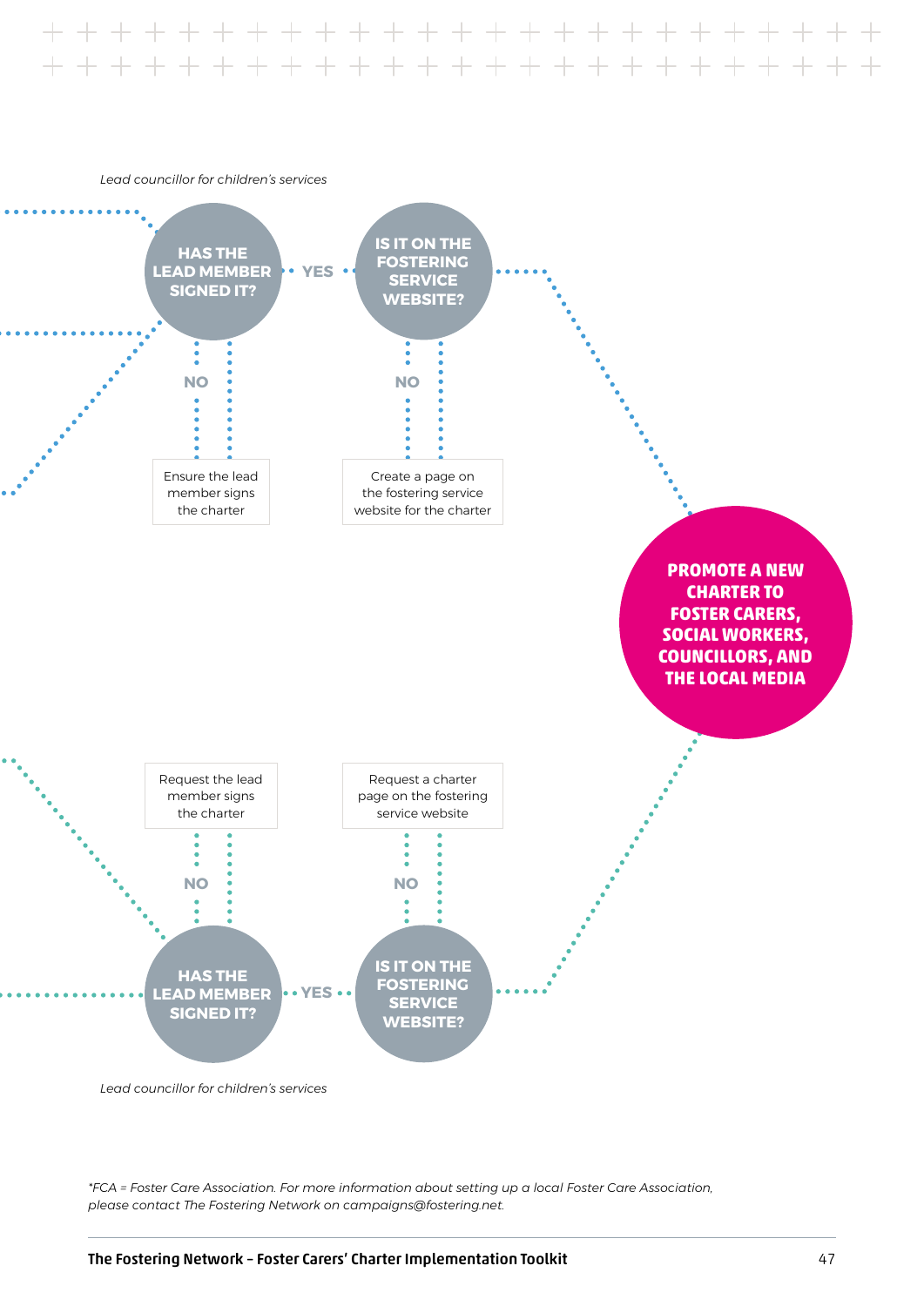*Lead councillor for children's services*

**HAS THE LEAD MEMBER SIGNED IT?** — YES → **IS IT ON THE FOSTERING SERVICE WEBSITE?**

NO → Ensure the lead member signs the charter

NO → Create a page on the fostering service website for the charter

**PROMOTE A NEW CHARTER TO FOSTER CARERS, SOCIAL WORKERS, COUNCILLORS, AND THE LOCAL MEDIA**

Request the lead member signs the charter

Request a charter page on the fostering service website

NO

NO

**HAS THE LEAD MEMBER SIGNED IT?** — YES → **IS IT ON THE FOSTERING SERVICE WEBSITE?**

*Lead councillor for children's services*

*\*FCA = Foster Care Association. For more information about setting up a local Foster Care Association, please contact The Fostering Network on campaigns@fostering.net.*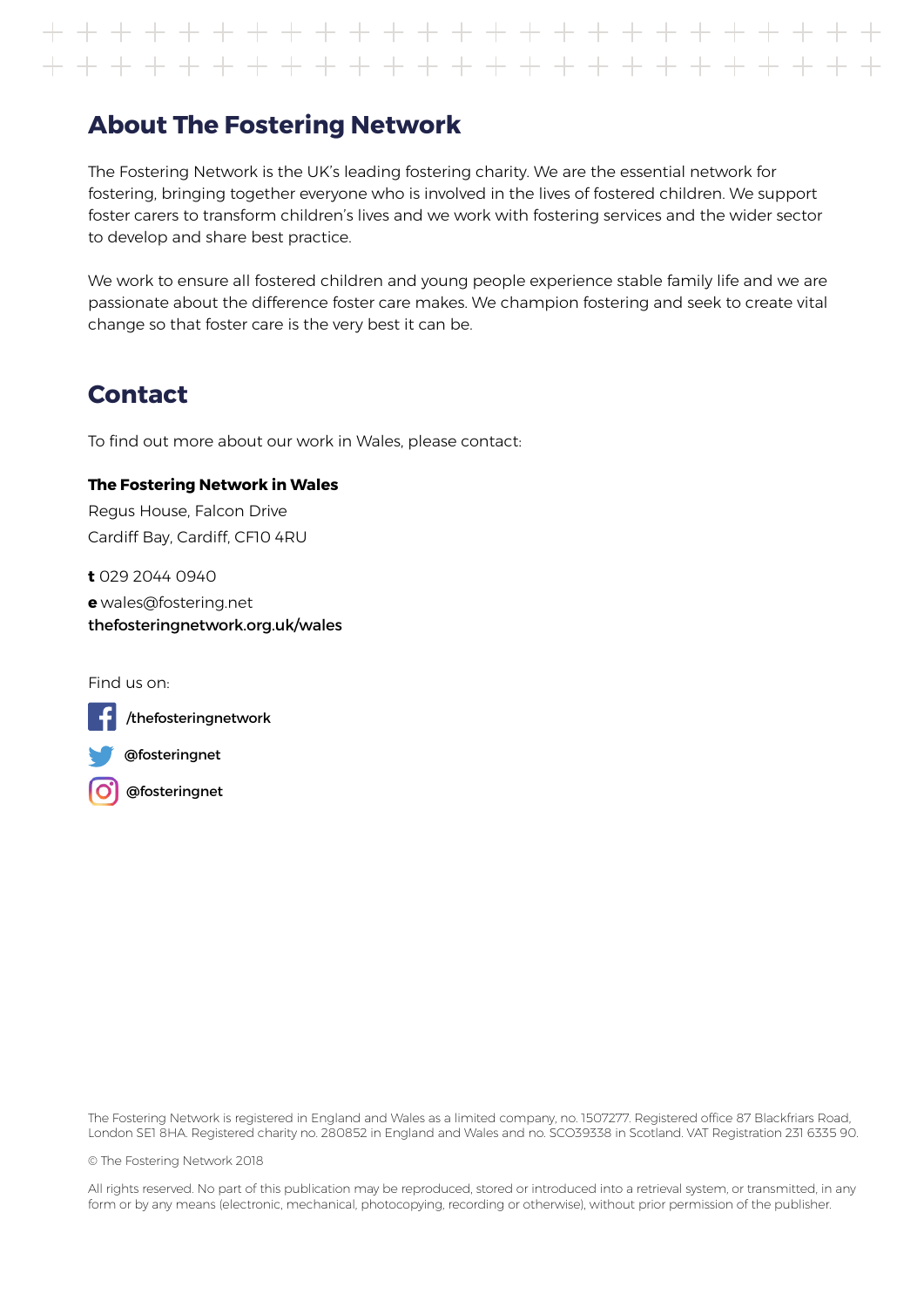## About The Fostering Network

The Fostering Network is the UK's leading fostering charity. We are the essential network for fostering, bringing together everyone who is involved in the lives of fostered children. We support foster carers to transform children's lives and we work with fostering services and the wider sector to develop and share best practice.

We work to ensure all fostered children and young people experience stable family life and we are passionate about the difference foster care makes. We champion fostering and seek to create vital change so that foster care is the very best it can be.

## Contact

To find out more about our work in Wales, please contact:

**The Fostering Network in Wales**
Regus House, Falcon Drive
Cardiff Bay, Cardiff, CF10 4RU

**t** 029 2044 0940
**e** wales@fostering.net
thefosteringnetwork.org.uk/wales

Find us on:

/thefosteringnetwork

@fosteringnet

@fosteringnet

The Fostering Network is registered in England and Wales as a limited company, no. 1507277. Registered office 87 Blackfriars Road, London SE1 8HA. Registered charity no. 280852 in England and Wales and no. SC039338 in Scotland. VAT Registration 231 6335 90.

© The Fostering Network 2018

All rights reserved. No part of this publication may be reproduced, stored or introduced into a retrieval system, or transmitted, in any form or by any means (electronic, mechanical, photocopying, recording or otherwise), without prior permission of the publisher.